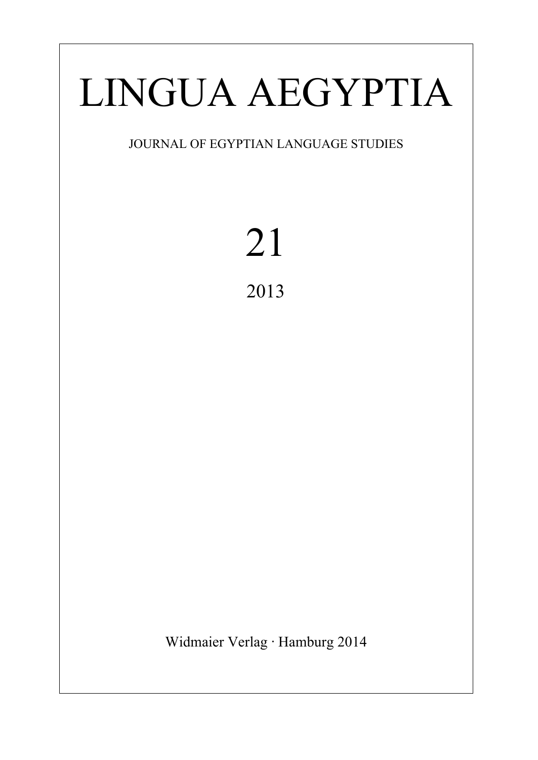# LINGUA AEGYPTIA

JOURNAL OF EGYPTIAN LANGUAGE STUDIES

21

2013

Widmaier Verlag · Hamburg 2014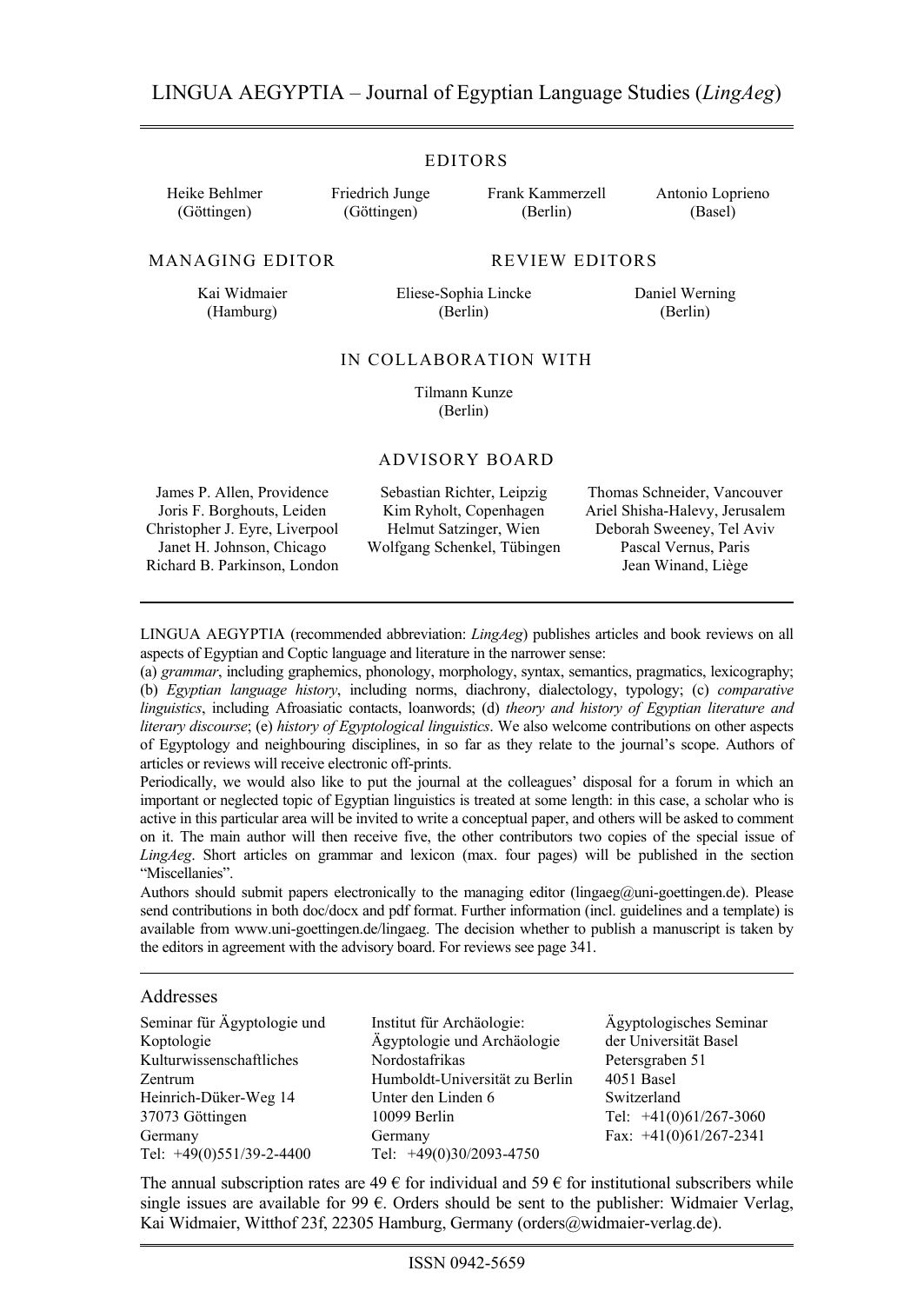# LINGUA AEGYPTIA – Journal of Egyptian Language Studies (*LingAeg*)

## EDITORS

| Heike Behlmer (Göttingen) | Friedrich Junge (Göttingen) | Frank Kammerzell (Berlin) | Antonio Loprieno (Basel) |
|---|---|---|---|

## MANAGING EDITOR

Kai Widmaier (Hamburg)

## REVIEW EDITORS

Eliese-Sophia Lincke (Berlin)

Daniel Werning (Berlin)

## IN COLLABORATION WITH

Tilmann Kunze (Berlin)

## ADVISORY BOARD

James P. Allen, Providence
Joris F. Borghouts, Leiden
Christopher J. Eyre, Liverpool
Janet H. Johnson, Chicago
Richard B. Parkinson, London
Sebastian Richter, Leipzig
Kim Ryholt, Copenhagen
Helmut Satzinger, Wien
Wolfgang Schenkel, Tübingen
Thomas Schneider, Vancouver
Ariel Shisha-Halevy, Jerusalem
Deborah Sweeney, Tel Aviv
Pascal Vernus, Paris
Jean Winand, Liège

---

LINGUA AEGYPTIA (recommended abbreviation: *LingAeg*) publishes articles and book reviews on all aspects of Egyptian and Coptic language and literature in the narrower sense:
(a) *grammar*, including graphemics, phonology, morphology, syntax, semantics, pragmatics, lexicography; (b) *Egyptian language history*, including norms, diachrony, dialectology, typology; (c) *comparative linguistics*, including Afroasiatic contacts, loanwords; (d) *theory and history of Egyptian literature and literary discourse*; (e) *history of Egyptological linguistics*. We also welcome contributions on other aspects of Egyptology and neighbouring disciplines, in so far as they relate to the journal's scope. Authors of articles or reviews will receive electronic off-prints.

Periodically, we would also like to put the journal at the colleagues' disposal for a forum in which an important or neglected topic of Egyptian linguistics is treated at some length: in this case, a scholar who is active in this particular area will be invited to write a conceptual paper, and others will be asked to comment on it. The main author will then receive five, the other contributors two copies of the special issue of *LingAeg*. Short articles on grammar and lexicon (max. four pages) will be published in the section "Miscellanies".

Authors should submit papers electronically to the managing editor (lingaeg@uni-goettingen.de). Please send contributions in both doc/docx and pdf format. Further information (incl. guidelines and a template) is available from www.uni-goettingen.de/lingaeg. The decision whether to publish a manuscript is taken by the editors in agreement with the advisory board. For reviews see page 341.

---

## Addresses

Seminar für Ägyptologie und Koptologie
Kulturwissenschaftliches Zentrum
Heinrich-Düker-Weg 14
37073 Göttingen
Germany
Tel: +49(0)551/39-2-4400

Institut für Archäologie: Ägyptologie und Archäologie Nordostafrikas
Humboldt-Universität zu Berlin
Unter den Linden 6
10099 Berlin
Germany
Tel: +49(0)30/2093-4750

Ägyptologisches Seminar der Universität Basel
Petersgraben 51
4051 Basel
Switzerland
Tel: +41(0)61/267-3060
Fax: +41(0)61/267-2341

The annual subscription rates are 49 € for individual and 59 € for institutional subscribers while single issues are available for 99 €. Orders should be sent to the publisher: Widmaier Verlag, Kai Widmaier, Witthof 23f, 22305 Hamburg, Germany (orders@widmaier-verlag.de).

---

ISSN 0942-5659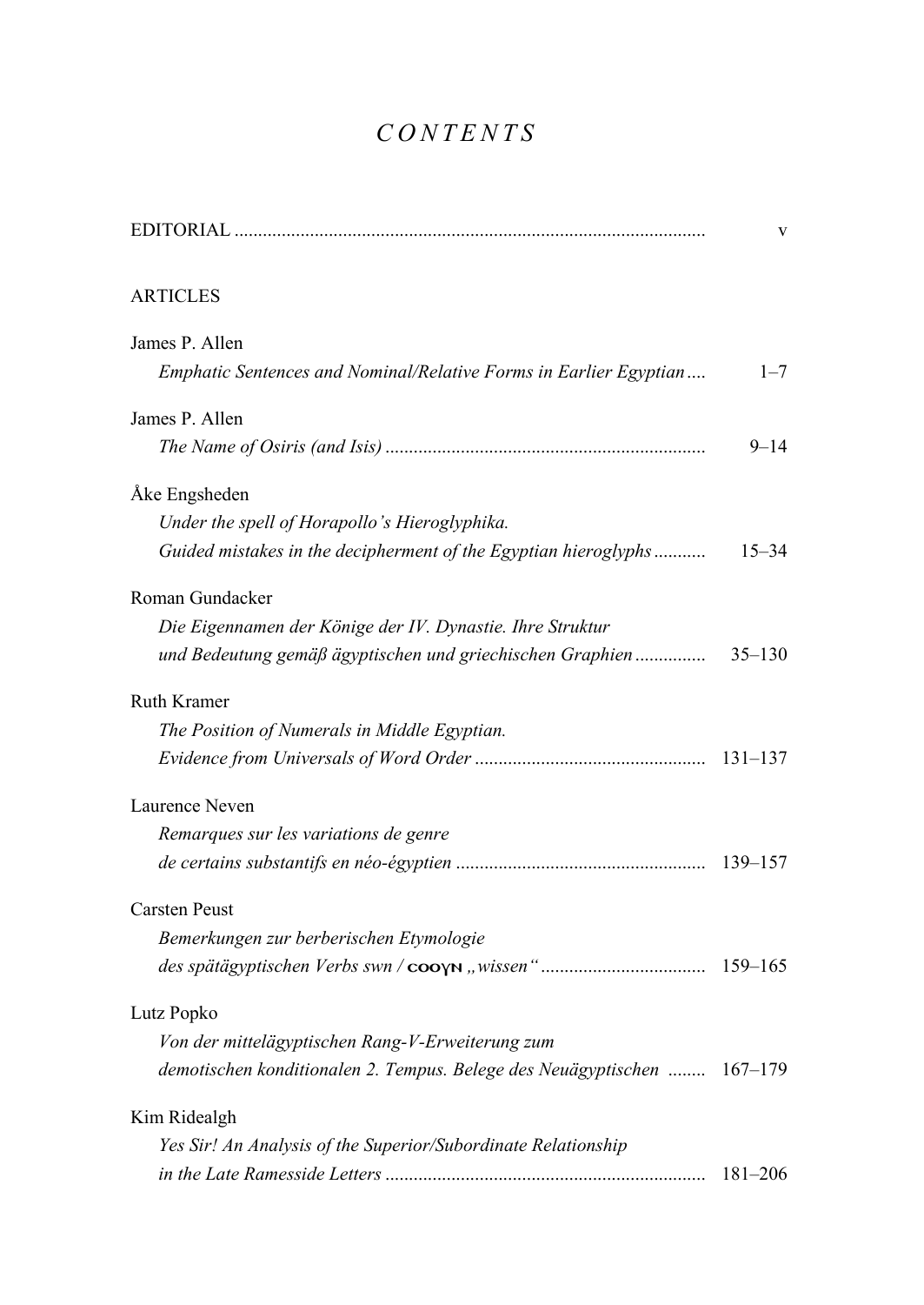# *CONTENTS*

EDITORIAL .................................................................................................. v

ARTICLES

James P. Allen
*Emphatic Sentences and Nominal/Relative Forms in Earlier Egyptian* .... 1–7

James P. Allen
*The Name of Osiris (and Isis)* ................................................................... 9–14

Åke Engsheden
*Under the spell of Horapollo's Hieroglyphika.*
*Guided mistakes in the decipherment of the Egyptian hieroglyphs* ........... 15–34

Roman Gundacker
*Die Eigennamen der Könige der IV. Dynastie. Ihre Struktur*
*und Bedeutung gemäß ägyptischen und griechischen Graphien* ............... 35–130

Ruth Kramer
*The Position of Numerals in Middle Egyptian.*
*Evidence from Universals of Word Order* ................................................ 131–137

Laurence Neven
*Remarques sur les variations de genre*
*de certains substantifs en néo-égyptien* .................................................... 139–157

Carsten Peust
*Bemerkungen zur berberischen Etymologie*
*des spätägyptischen Verbs swn /* **ⲥⲟⲟⲩⲛ** *„wissen“* .................................. 159–165

Lutz Popko
*Von der mittelägyptischen Rang-V-Erweiterung zum*
*demotischen konditionalen 2. Tempus. Belege des Neuägyptischen* ........ 167–179

Kim Ridealgh
*Yes Sir! An Analysis of the Superior/Subordinate Relationship*
*in the Late Ramesside Letters* ................................................................... 181–206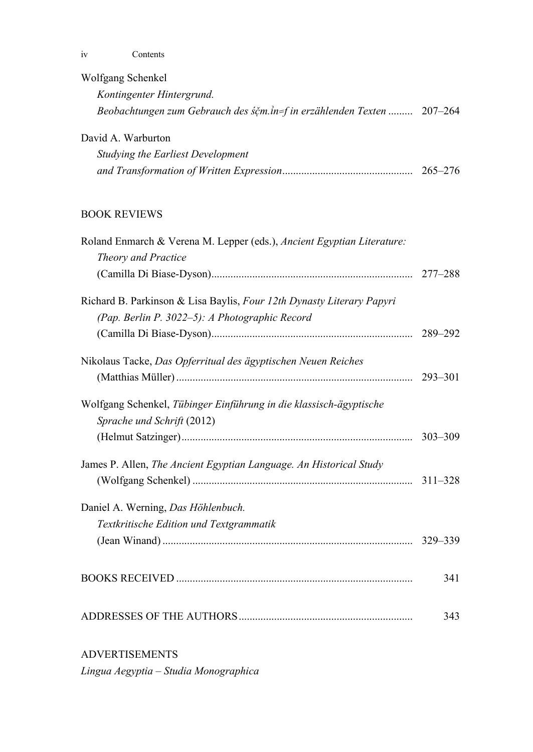Wolfgang Schenkel
*Kontingenter Hintergrund.*
*Beobachtungen zum Gebrauch des śčm.ỉn=f in erzählenden Texten* ......... 207–264

David A. Warburton
*Studying the Earliest Development*
*and Transformation of Written Expression*............................................... 265–276

## BOOK REVIEWS

Roland Enmarch & Verena M. Lepper (eds.), *Ancient Egyptian Literature: Theory and Practice*
(Camilla Di Biase-Dyson)......................................................................... 277–288

Richard B. Parkinson & Lisa Baylis, *Four 12th Dynasty Literary Papyri (Pap. Berlin P. 3022–5): A Photographic Record*
(Camilla Di Biase-Dyson)......................................................................... 289–292

Nikolaus Tacke, *Das Opferritual des ägyptischen Neuen Reiches*
(Matthias Müller) ...................................................................................... 293–301

Wolfgang Schenkel, *Tübinger Einführung in die klassisch-ägyptische Sprache und Schrift* (2012)
(Helmut Satzinger).................................................................................... 303–309

James P. Allen, *The Ancient Egyptian Language. An Historical Study*
(Wolfgang Schenkel) ................................................................................ 311–328

Daniel A. Werning, *Das Höhlenbuch. Textkritische Edition und Textgrammatik*
(Jean Winand) ........................................................................................... 329–339

BOOKS RECEIVED ...................................................................................... 341

ADDRESSES OF THE AUTHORS............................................................... 343

## ADVERTISEMENTS

*Lingua Aegyptia – Studia Monographica*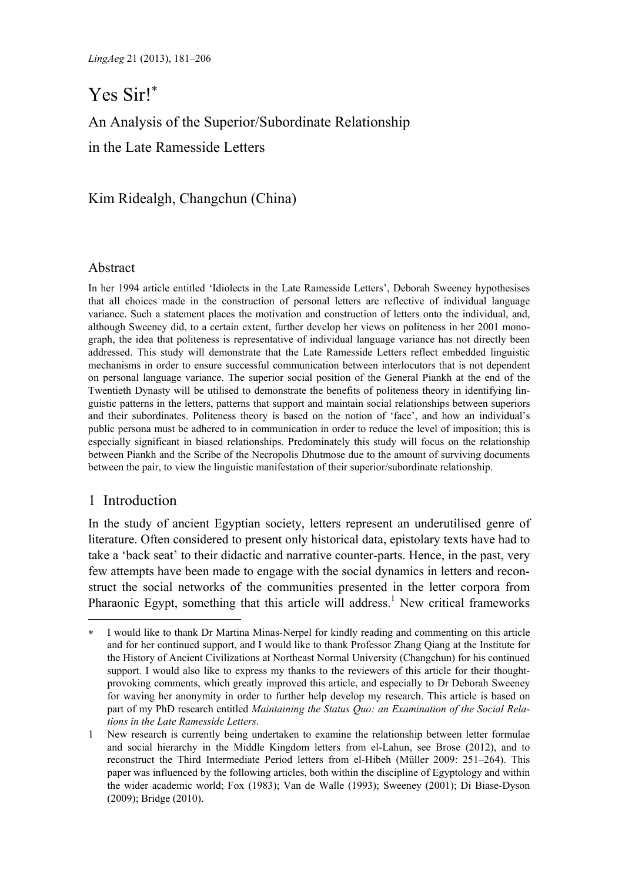# Yes Sir![*]

## An Analysis of the Superior/Subordinate Relationship in the Late Ramesside Letters

Kim Ridealgh, Changchun (China)

### Abstract

In her 1994 article entitled 'Idiolects in the Late Ramesside Letters', Deborah Sweeney hypothesises that all choices made in the construction of personal letters are reflective of individual language variance. Such a statement places the motivation and construction of letters onto the individual, and, although Sweeney did, to a certain extent, further develop her views on politeness in her 2001 monograph, the idea that politeness is representative of individual language variance has not directly been addressed. This study will demonstrate that the Late Ramesside Letters reflect embedded linguistic mechanisms in order to ensure successful communication between interlocutors that is not dependent on personal language variance. The superior social position of the General Piankh at the end of the Twentieth Dynasty will be utilised to demonstrate the benefits of politeness theory in identifying linguistic patterns in the letters, patterns that support and maintain social relationships between superiors and their subordinates. Politeness theory is based on the notion of 'face', and how an individual's public persona must be adhered to in communication in order to reduce the level of imposition; this is especially significant in biased relationships. Predominately this study will focus on the relationship between Piankh and the Scribe of the Necropolis Dhutmose due to the amount of surviving documents between the pair, to view the linguistic manifestation of their superior/subordinate relationship.

## 1 Introduction

In the study of ancient Egyptian society, letters represent an underutilised genre of literature. Often considered to present only historical data, epistolary texts have had to take a 'back seat' to their didactic and narrative counter-parts. Hence, in the past, very few attempts have been made to engage with the social dynamics in letters and reconstruct the social networks of the communities presented in the letter corpora from Pharaonic Egypt, something that this article will address.[1] New critical frameworks

---

[*] I would like to thank Dr Martina Minas-Nerpel for kindly reading and commenting on this article and for her continued support, and I would like to thank Professor Zhang Qiang at the Institute for the History of Ancient Civilizations at Northeast Normal University (Changchun) for his continued support. I would also like to express my thanks to the reviewers of this article for their thought-provoking comments, which greatly improved this article, and especially to Dr Deborah Sweeney for waving her anonymity in order to further help develop my research. This article is based on part of my PhD research entitled *Maintaining the Status Quo: an Examination of the Social Relations in the Late Ramesside Letters*.

[1] New research is currently being undertaken to examine the relationship between letter formulae and social hierarchy in the Middle Kingdom letters from el-Lahun, see Brose (2012), and to reconstruct the Third Intermediate Period letters from el-Hibeh (Müller 2009: 251–264). This paper was influenced by the following articles, both within the discipline of Egyptology and within the wider academic world; Fox (1983); Van de Walle (1993); Sweeney (2001); Di Biase-Dyson (2009); Bridge (2010).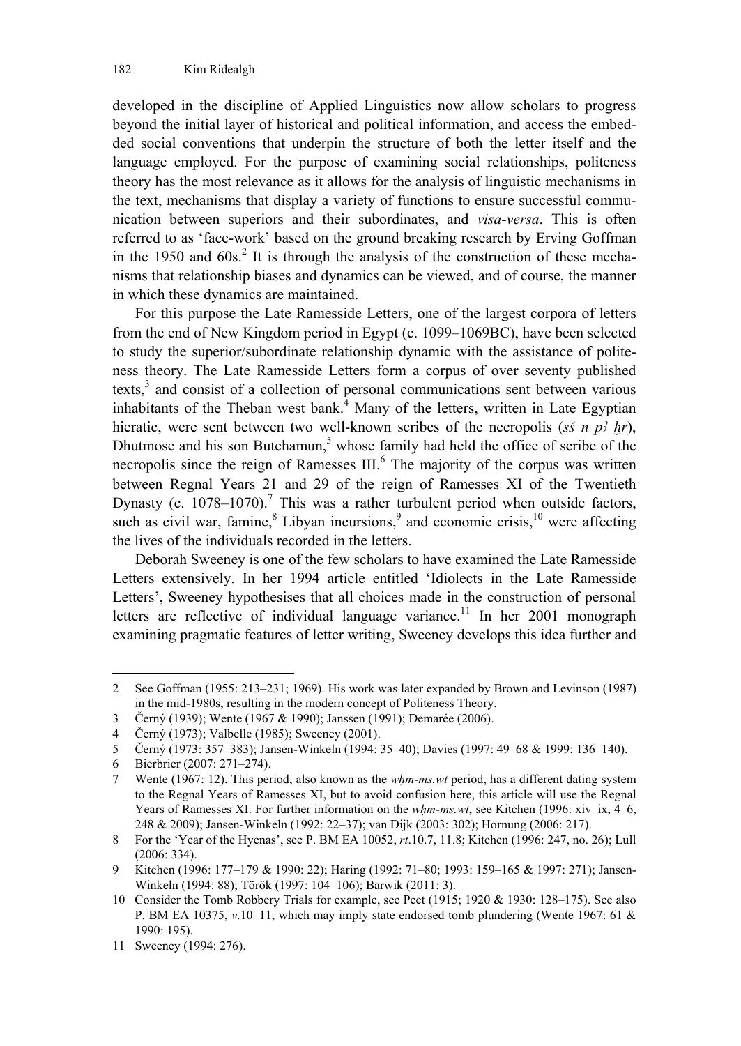developed in the discipline of Applied Linguistics now allow scholars to progress beyond the initial layer of historical and political information, and access the embedded social conventions that underpin the structure of both the letter itself and the language employed. For the purpose of examining social relationships, politeness theory has the most relevance as it allows for the analysis of linguistic mechanisms in the text, mechanisms that display a variety of functions to ensure successful communication between superiors and their subordinates, and *visa-versa*. This is often referred to as 'face-work' based on the ground breaking research by Erving Goffman in the 1950 and 60s.[2] It is through the analysis of the construction of these mechanisms that relationship biases and dynamics can be viewed, and of course, the manner in which these dynamics are maintained.

For this purpose the Late Ramesside Letters, one of the largest corpora of letters from the end of New Kingdom period in Egypt (c. 1099–1069BC), have been selected to study the superior/subordinate relationship dynamic with the assistance of politeness theory. The Late Ramesside Letters form a corpus of over seventy published texts,[3] and consist of a collection of personal communications sent between various inhabitants of the Theban west bank.[4] Many of the letters, written in Late Egyptian hieratic, were sent between two well-known scribes of the necropolis (*sš n pꜣ ḫr*), Dhutmose and his son Butehamun,[5] whose family had held the office of scribe of the necropolis since the reign of Ramesses III.[6] The majority of the corpus was written between Regnal Years 21 and 29 of the reign of Ramesses XI of the Twentieth Dynasty (c. 1078–1070).[7] This was a rather turbulent period when outside factors, such as civil war, famine,[8] Libyan incursions,[9] and economic crisis,[10] were affecting the lives of the individuals recorded in the letters.

Deborah Sweeney is one of the few scholars to have examined the Late Ramesside Letters extensively. In her 1994 article entitled 'Idiolects in the Late Ramesside Letters', Sweeney hypothesises that all choices made in the construction of personal letters are reflective of individual language variance.[11] In her 2001 monograph examining pragmatic features of letter writing, Sweeney develops this idea further and

---

2 See Goffman (1955: 213–231; 1969). His work was later expanded by Brown and Levinson (1987) in the mid-1980s, resulting in the modern concept of Politeness Theory.

3 Černý (1939); Wente (1967 & 1990); Janssen (1991); Demarée (2006).

4 Černý (1973); Valbelle (1985); Sweeney (2001).

5 Černý (1973: 357–383); Jansen-Winkeln (1994: 35–40); Davies (1997: 49–68 & 1999: 136–140).

6 Bierbrier (2007: 271–274).

7 Wente (1967: 12). This period, also known as the *wḥm-ms.wt* period, has a different dating system to the Regnal Years of Ramesses XI, but to avoid confusion here, this article will use the Regnal Years of Ramesses XI. For further information on the *wḥm-ms.wt*, see Kitchen (1996: xiv–ix, 4–6, 248 & 2009); Jansen-Winkeln (1992: 22–37); van Dijk (2003: 302); Hornung (2006: 217).

8 For the 'Year of the Hyenas', see P. BM EA 10052, *rt*.10.7, 11.8; Kitchen (1996: 247, no. 26); Lull (2006: 334).

9 Kitchen (1996: 177–179 & 1990: 22); Haring (1992: 71–80; 1993: 159–165 & 1997: 271); Jansen-Winkeln (1994: 88); Török (1997: 104–106); Barwik (2011: 3).

10 Consider the Tomb Robbery Trials for example, see Peet (1915; 1920 & 1930: 128–175). See also P. BM EA 10375, *v*.10–11, which may imply state endorsed tomb plundering (Wente 1967: 61 & 1990: 195).

11 Sweeney (1994: 276).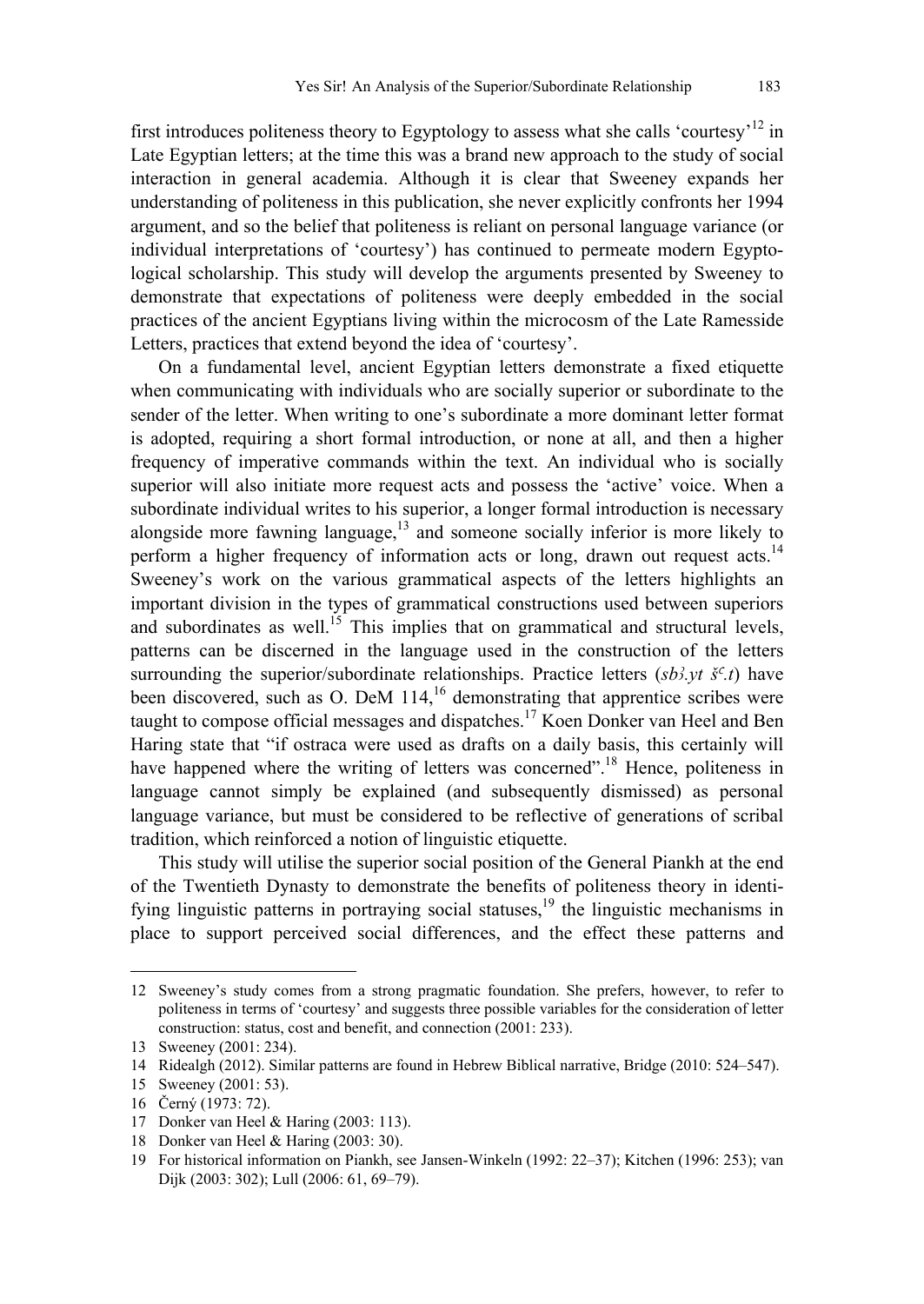first introduces politeness theory to Egyptology to assess what she calls 'courtesy'[12] in Late Egyptian letters; at the time this was a brand new approach to the study of social interaction in general academia. Although it is clear that Sweeney expands her understanding of politeness in this publication, she never explicitly confronts her 1994 argument, and so the belief that politeness is reliant on personal language variance (or individual interpretations of 'courtesy') has continued to permeate modern Egyptological scholarship. This study will develop the arguments presented by Sweeney to demonstrate that expectations of politeness were deeply embedded in the social practices of the ancient Egyptians living within the microcosm of the Late Ramesside Letters, practices that extend beyond the idea of 'courtesy'.

On a fundamental level, ancient Egyptian letters demonstrate a fixed etiquette when communicating with individuals who are socially superior or subordinate to the sender of the letter. When writing to one's subordinate a more dominant letter format is adopted, requiring a short formal introduction, or none at all, and then a higher frequency of imperative commands within the text. An individual who is socially superior will also initiate more request acts and possess the 'active' voice. When a subordinate individual writes to his superior, a longer formal introduction is necessary alongside more fawning language,[13] and someone socially inferior is more likely to perform a higher frequency of information acts or long, drawn out request acts.[14] Sweeney's work on the various grammatical aspects of the letters highlights an important division in the types of grammatical constructions used between superiors and subordinates as well.[15] This implies that on grammatical and structural levels, patterns can be discerned in the language used in the construction of the letters surrounding the superior/subordinate relationships. Practice letters (*sbꜣ.yt šꜥ.t*) have been discovered, such as O. DeM 114,[16] demonstrating that apprentice scribes were taught to compose official messages and dispatches.[17] Koen Donker van Heel and Ben Haring state that "if ostraca were used as drafts on a daily basis, this certainly will have happened where the writing of letters was concerned".[18] Hence, politeness in language cannot simply be explained (and subsequently dismissed) as personal language variance, but must be considered to be reflective of generations of scribal tradition, which reinforced a notion of linguistic etiquette.

This study will utilise the superior social position of the General Piankh at the end of the Twentieth Dynasty to demonstrate the benefits of politeness theory in identifying linguistic patterns in portraying social statuses,[19] the linguistic mechanisms in place to support perceived social differences, and the effect these patterns and

---

12 Sweeney's study comes from a strong pragmatic foundation. She prefers, however, to refer to politeness in terms of 'courtesy' and suggests three possible variables for the consideration of letter construction: status, cost and benefit, and connection (2001: 233).

13 Sweeney (2001: 234).

14 Ridealgh (2012). Similar patterns are found in Hebrew Biblical narrative, Bridge (2010: 524–547).

15 Sweeney (2001: 53).

16 Černý (1973: 72).

17 Donker van Heel & Haring (2003: 113).

18 Donker van Heel & Haring (2003: 30).

19 For historical information on Piankh, see Jansen-Winkeln (1992: 22–37); Kitchen (1996: 253); van Dijk (2003: 302); Lull (2006: 61, 69–79).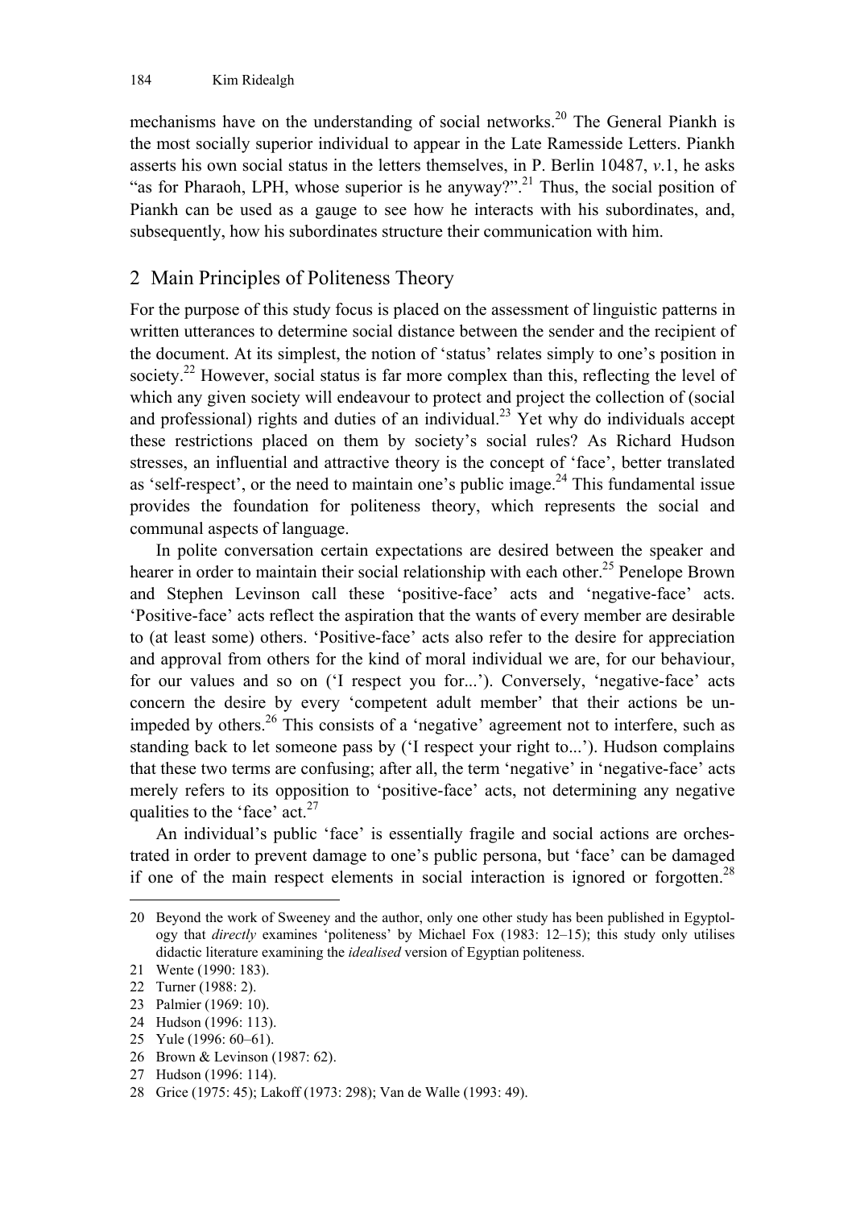mechanisms have on the understanding of social networks.[20] The General Piankh is the most socially superior individual to appear in the Late Ramesside Letters. Piankh asserts his own social status in the letters themselves, in P. Berlin 10487, *v*.1, he asks "as for Pharaoh, LPH, whose superior is he anyway?".[21] Thus, the social position of Piankh can be used as a gauge to see how he interacts with his subordinates, and, subsequently, how his subordinates structure their communication with him.

## 2 Main Principles of Politeness Theory

For the purpose of this study focus is placed on the assessment of linguistic patterns in written utterances to determine social distance between the sender and the recipient of the document. At its simplest, the notion of 'status' relates simply to one's position in society.[22] However, social status is far more complex than this, reflecting the level of which any given society will endeavour to protect and project the collection of (social and professional) rights and duties of an individual.[23] Yet why do individuals accept these restrictions placed on them by society's social rules? As Richard Hudson stresses, an influential and attractive theory is the concept of 'face', better translated as 'self-respect', or the need to maintain one's public image.[24] This fundamental issue provides the foundation for politeness theory, which represents the social and communal aspects of language.

In polite conversation certain expectations are desired between the speaker and hearer in order to maintain their social relationship with each other.[25] Penelope Brown and Stephen Levinson call these 'positive-face' acts and 'negative-face' acts. 'Positive-face' acts reflect the aspiration that the wants of every member are desirable to (at least some) others. 'Positive-face' acts also refer to the desire for appreciation and approval from others for the kind of moral individual we are, for our behaviour, for our values and so on ('I respect you for...'). Conversely, 'negative-face' acts concern the desire by every 'competent adult member' that their actions be unimpeded by others.[26] This consists of a 'negative' agreement not to interfere, such as standing back to let someone pass by ('I respect your right to...'). Hudson complains that these two terms are confusing; after all, the term 'negative' in 'negative-face' acts merely refers to its opposition to 'positive-face' acts, not determining any negative qualities to the 'face' act.[27]

An individual's public 'face' is essentially fragile and social actions are orchestrated in order to prevent damage to one's public persona, but 'face' can be damaged if one of the main respect elements in social interaction is ignored or forgotten.[28]

---

20 Beyond the work of Sweeney and the author, only one other study has been published in Egyptology that *directly* examines 'politeness' by Michael Fox (1983: 12–15); this study only utilises didactic literature examining the *idealised* version of Egyptian politeness.

21 Wente (1990: 183).

22 Turner (1988: 2).

23 Palmier (1969: 10).

24 Hudson (1996: 113).

25 Yule (1996: 60–61).

26 Brown & Levinson (1987: 62).

27 Hudson (1996: 114).

28 Grice (1975: 45); Lakoff (1973: 298); Van de Walle (1993: 49).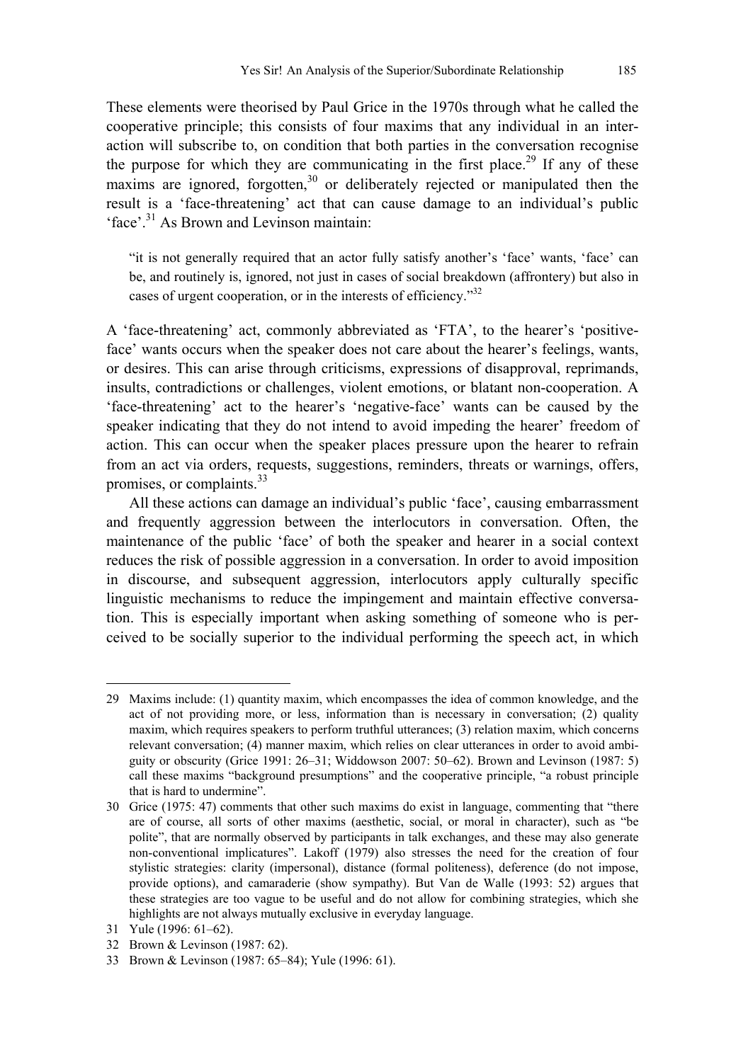These elements were theorised by Paul Grice in the 1970s through what he called the cooperative principle; this consists of four maxims that any individual in an interaction will subscribe to, on condition that both parties in the conversation recognise the purpose for which they are communicating in the first place.[29] If any of these maxims are ignored, forgotten,[30] or deliberately rejected or manipulated then the result is a 'face-threatening' act that can cause damage to an individual's public 'face'.[31] As Brown and Levinson maintain:

> "it is not generally required that an actor fully satisfy another's 'face' wants, 'face' can be, and routinely is, ignored, not just in cases of social breakdown (affrontery) but also in cases of urgent cooperation, or in the interests of efficiency."[32]

A 'face-threatening' act, commonly abbreviated as 'FTA', to the hearer's 'positive-face' wants occurs when the speaker does not care about the hearer's feelings, wants, or desires. This can arise through criticisms, expressions of disapproval, reprimands, insults, contradictions or challenges, violent emotions, or blatant non-cooperation. A 'face-threatening' act to the hearer's 'negative-face' wants can be caused by the speaker indicating that they do not intend to avoid impeding the hearer' freedom of action. This can occur when the speaker places pressure upon the hearer to refrain from an act via orders, requests, suggestions, reminders, threats or warnings, offers, promises, or complaints.[33]

All these actions can damage an individual's public 'face', causing embarrassment and frequently aggression between the interlocutors in conversation. Often, the maintenance of the public 'face' of both the speaker and hearer in a social context reduces the risk of possible aggression in a conversation. In order to avoid imposition in discourse, and subsequent aggression, interlocutors apply culturally specific linguistic mechanisms to reduce the impingement and maintain effective conversation. This is especially important when asking something of someone who is perceived to be socially superior to the individual performing the speech act, in which

---

29 Maxims include: (1) quantity maxim, which encompasses the idea of common knowledge, and the act of not providing more, or less, information than is necessary in conversation; (2) quality maxim, which requires speakers to perform truthful utterances; (3) relation maxim, which concerns relevant conversation; (4) manner maxim, which relies on clear utterances in order to avoid ambiguity or obscurity (Grice 1991: 26–31; Widdowson 2007: 50–62). Brown and Levinson (1987: 5) call these maxims "background presumptions" and the cooperative principle, "a robust principle that is hard to undermine".

30 Grice (1975: 47) comments that other such maxims do exist in language, commenting that "there are of course, all sorts of other maxims (aesthetic, social, or moral in character), such as "be polite", that are normally observed by participants in talk exchanges, and these may also generate non-conventional implicatures". Lakoff (1979) also stresses the need for the creation of four stylistic strategies: clarity (impersonal), distance (formal politeness), deference (do not impose, provide options), and camaraderie (show sympathy). But Van de Walle (1993: 52) argues that these strategies are too vague to be useful and do not allow for combining strategies, which she highlights are not always mutually exclusive in everyday language.

31 Yule (1996: 61–62).

32 Brown & Levinson (1987: 62).

33 Brown & Levinson (1987: 65–84); Yule (1996: 61).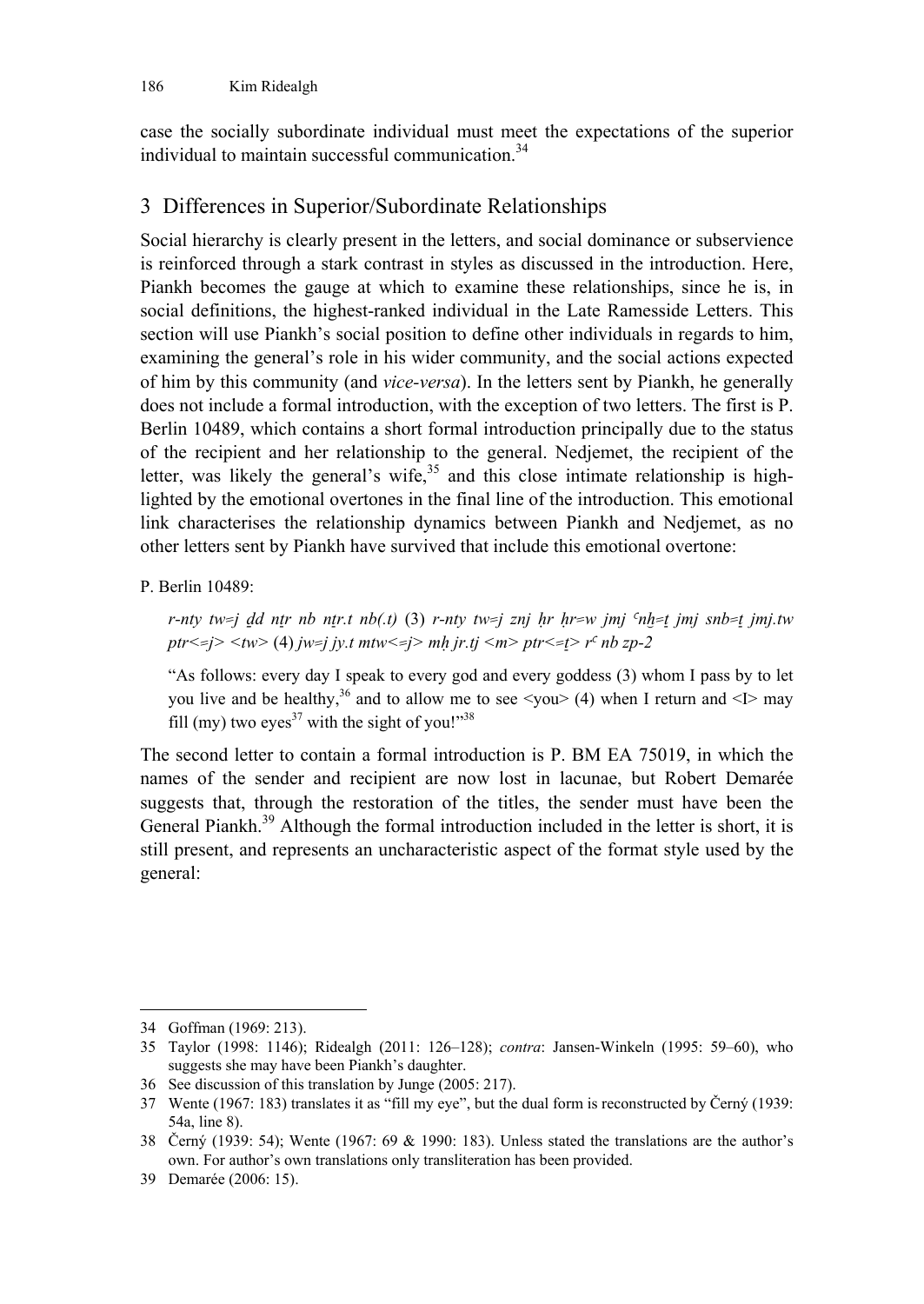case the socially subordinate individual must meet the expectations of the superior individual to maintain successful communication.[34]

## 3 Differences in Superior/Subordinate Relationships

Social hierarchy is clearly present in the letters, and social dominance or subservience is reinforced through a stark contrast in styles as discussed in the introduction. Here, Piankh becomes the gauge at which to examine these relationships, since he is, in social definitions, the highest-ranked individual in the Late Ramesside Letters. This section will use Piankh's social position to define other individuals in regards to him, examining the general's role in his wider community, and the social actions expected of him by this community (and *vice-versa*). In the letters sent by Piankh, he generally does not include a formal introduction, with the exception of two letters. The first is P. Berlin 10489, which contains a short formal introduction principally due to the status of the recipient and her relationship to the general. Nedjemet, the recipient of the letter, was likely the general's wife,[35] and this close intimate relationship is highlighted by the emotional overtones in the final line of the introduction. This emotional link characterises the relationship dynamics between Piankh and Nedjemet, as no other letters sent by Piankh have survived that include this emotional overtone:

P. Berlin 10489:

> *r-nty tw=j ḏd nṯr nb nṯr.t nb(.t)* (3) *r-nty tw=j znj ḥr ḥr=w jmj ꜥnḫ=ṯ jmj snb=ṯ jmj.tw ptr<=j> <tw>* (4) *jw=j jy.t mtw<=j> mḥ jr.tj <m> ptr<=ṯ> rꜥ nb zp-2*
>
> "As follows: every day I speak to every god and every goddess (3) whom I pass by to let you live and be healthy,[36] and to allow me to see <you> (4) when I return and <I> may fill (my) two eyes[37] with the sight of you!"[38]

The second letter to contain a formal introduction is P. BM EA 75019, in which the names of the sender and recipient are now lost in lacunae, but Robert Demarée suggests that, through the restoration of the titles, the sender must have been the General Piankh.[39] Although the formal introduction included in the letter is short, it is still present, and represents an uncharacteristic aspect of the format style used by the general:

---

34 Goffman (1969: 213).

35 Taylor (1998: 1146); Ridealgh (2011: 126–128); *contra*: Jansen-Winkeln (1995: 59–60), who suggests she may have been Piankh's daughter.

36 See discussion of this translation by Junge (2005: 217).

37 Wente (1967: 183) translates it as "fill my eye", but the dual form is reconstructed by Černý (1939: 54a, line 8).

38 Černý (1939: 54); Wente (1967: 69 & 1990: 183). Unless stated the translations are the author's own. For author's own translations only transliteration has been provided.

39 Demarée (2006: 15).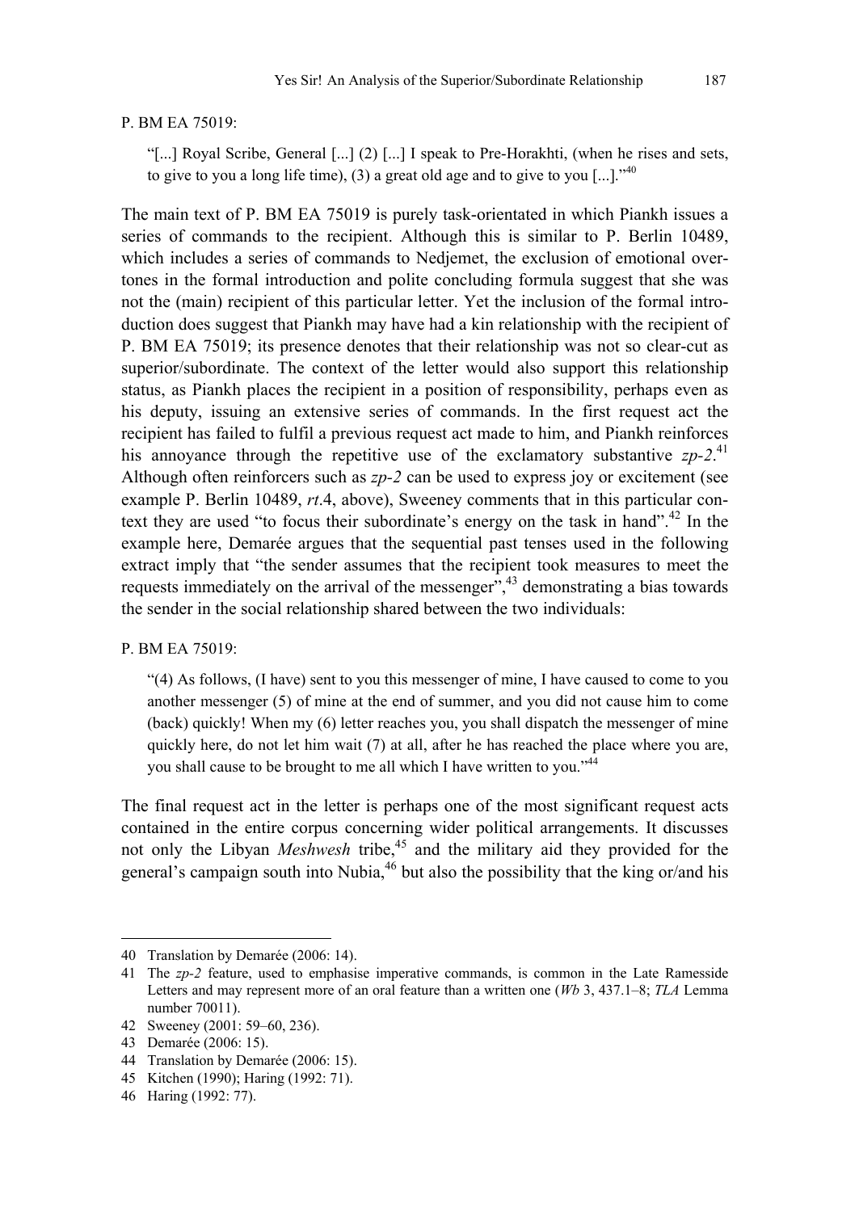P. BM EA 75019:

> "[...] Royal Scribe, General [...] (2) [...] I speak to Pre-Horakhti, (when he rises and sets, to give to you a long life time), (3) a great old age and to give to you [...]."[40]

The main text of P. BM EA 75019 is purely task-orientated in which Piankh issues a series of commands to the recipient. Although this is similar to P. Berlin 10489, which includes a series of commands to Nedjemet, the exclusion of emotional overtones in the formal introduction and polite concluding formula suggest that she was not the (main) recipient of this particular letter. Yet the inclusion of the formal introduction does suggest that Piankh may have had a kin relationship with the recipient of P. BM EA 75019; its presence denotes that their relationship was not so clear-cut as superior/subordinate. The context of the letter would also support this relationship status, as Piankh places the recipient in a position of responsibility, perhaps even as his deputy, issuing an extensive series of commands. In the first request act the recipient has failed to fulfil a previous request act made to him, and Piankh reinforces his annoyance through the repetitive use of the exclamatory substantive *zp-2*.[41] Although often reinforcers such as *zp-2* can be used to express joy or excitement (see example P. Berlin 10489, *rt*.4, above), Sweeney comments that in this particular context they are used "to focus their subordinate's energy on the task in hand".[42] In the example here, Demarée argues that the sequential past tenses used in the following extract imply that "the sender assumes that the recipient took measures to meet the requests immediately on the arrival of the messenger",[43] demonstrating a bias towards the sender in the social relationship shared between the two individuals:

P. BM EA 75019:

> "(4) As follows, (I have) sent to you this messenger of mine, I have caused to come to you another messenger (5) of mine at the end of summer, and you did not cause him to come (back) quickly! When my (6) letter reaches you, you shall dispatch the messenger of mine quickly here, do not let him wait (7) at all, after he has reached the place where you are, you shall cause to be brought to me all which I have written to you."[44]

The final request act in the letter is perhaps one of the most significant request acts contained in the entire corpus concerning wider political arrangements. It discusses not only the Libyan *Meshwesh* tribe,[45] and the military aid they provided for the general's campaign south into Nubia,[46] but also the possibility that the king or/and his

---

40 Translation by Demarée (2006: 14).

41 The *zp-2* feature, used to emphasise imperative commands, is common in the Late Ramesside Letters and may represent more of an oral feature than a written one (*Wb* 3, 437.1–8; *TLA* Lemma number 70011).

42 Sweeney (2001: 59–60, 236).

43 Demarée (2006: 15).

44 Translation by Demarée (2006: 15).

45 Kitchen (1990); Haring (1992: 71).

46 Haring (1992: 77).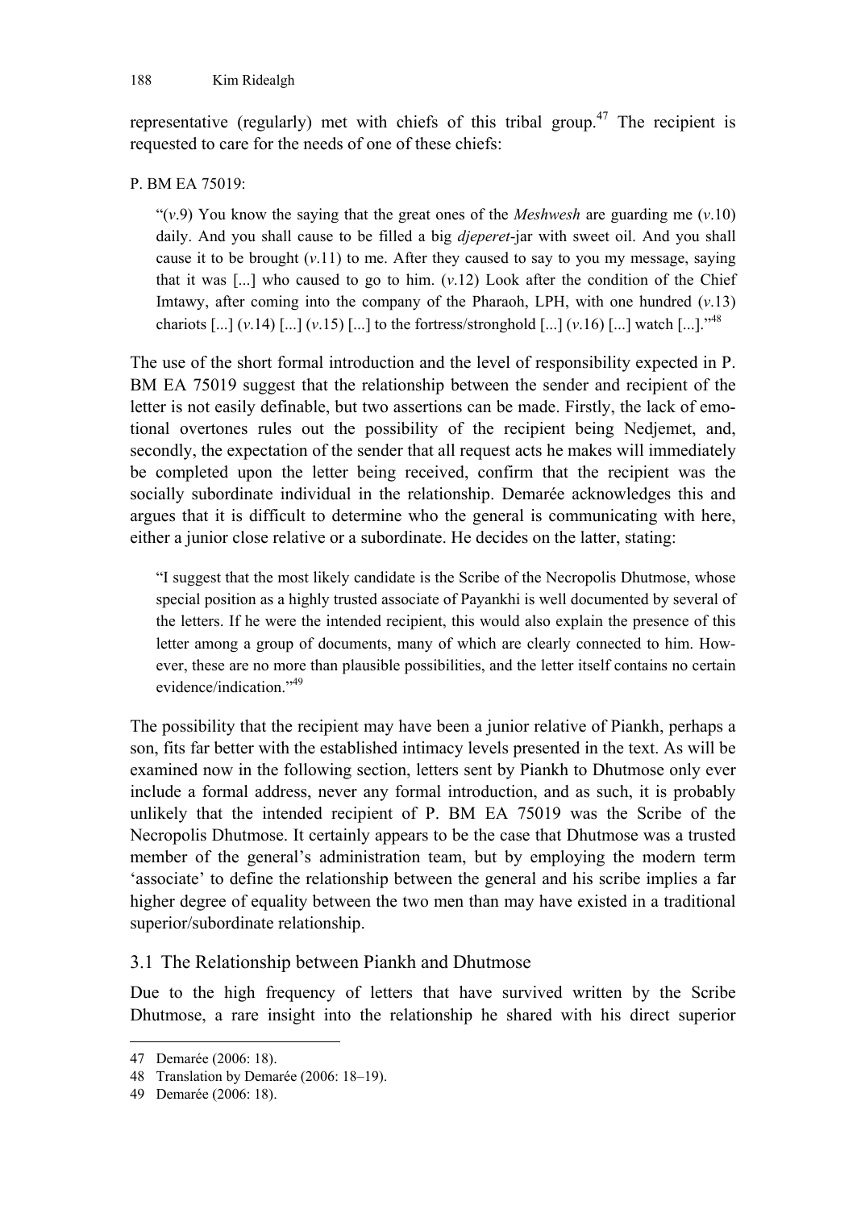representative (regularly) met with chiefs of this tribal group.[47] The recipient is requested to care for the needs of one of these chiefs:

P. BM EA 75019:

> "(*v*.9) You know the saying that the great ones of the *Meshwesh* are guarding me (*v*.10) daily. And you shall cause to be filled a big *djeperet*-jar with sweet oil. And you shall cause it to be brought (*v*.11) to me. After they caused to say to you my message, saying that it was [...] who caused to go to him. (*v*.12) Look after the condition of the Chief Imtawy, after coming into the company of the Pharaoh, LPH, with one hundred (*v*.13) chariots [...] (*v*.14) [...] (*v*.15) [...] to the fortress/stronghold [...] (*v*.16) [...] watch [...]."[48]

The use of the short formal introduction and the level of responsibility expected in P. BM EA 75019 suggest that the relationship between the sender and recipient of the letter is not easily definable, but two assertions can be made. Firstly, the lack of emotional overtones rules out the possibility of the recipient being Nedjemet, and, secondly, the expectation of the sender that all request acts he makes will immediately be completed upon the letter being received, confirm that the recipient was the socially subordinate individual in the relationship. Demarée acknowledges this and argues that it is difficult to determine who the general is communicating with here, either a junior close relative or a subordinate. He decides on the latter, stating:

> "I suggest that the most likely candidate is the Scribe of the Necropolis Dhutmose, whose special position as a highly trusted associate of Payankhi is well documented by several of the letters. If he were the intended recipient, this would also explain the presence of this letter among a group of documents, many of which are clearly connected to him. However, these are no more than plausible possibilities, and the letter itself contains no certain evidence/indication."[49]

The possibility that the recipient may have been a junior relative of Piankh, perhaps a son, fits far better with the established intimacy levels presented in the text. As will be examined now in the following section, letters sent by Piankh to Dhutmose only ever include a formal address, never any formal introduction, and as such, it is probably unlikely that the intended recipient of P. BM EA 75019 was the Scribe of the Necropolis Dhutmose. It certainly appears to be the case that Dhutmose was a trusted member of the general's administration team, but by employing the modern term 'associate' to define the relationship between the general and his scribe implies a far higher degree of equality between the two men than may have existed in a traditional superior/subordinate relationship.

## 3.1 The Relationship between Piankh and Dhutmose

Due to the high frequency of letters that have survived written by the Scribe Dhutmose, a rare insight into the relationship he shared with his direct superior

---

47 Demarée (2006: 18).

48 Translation by Demarée (2006: 18–19).

49 Demarée (2006: 18).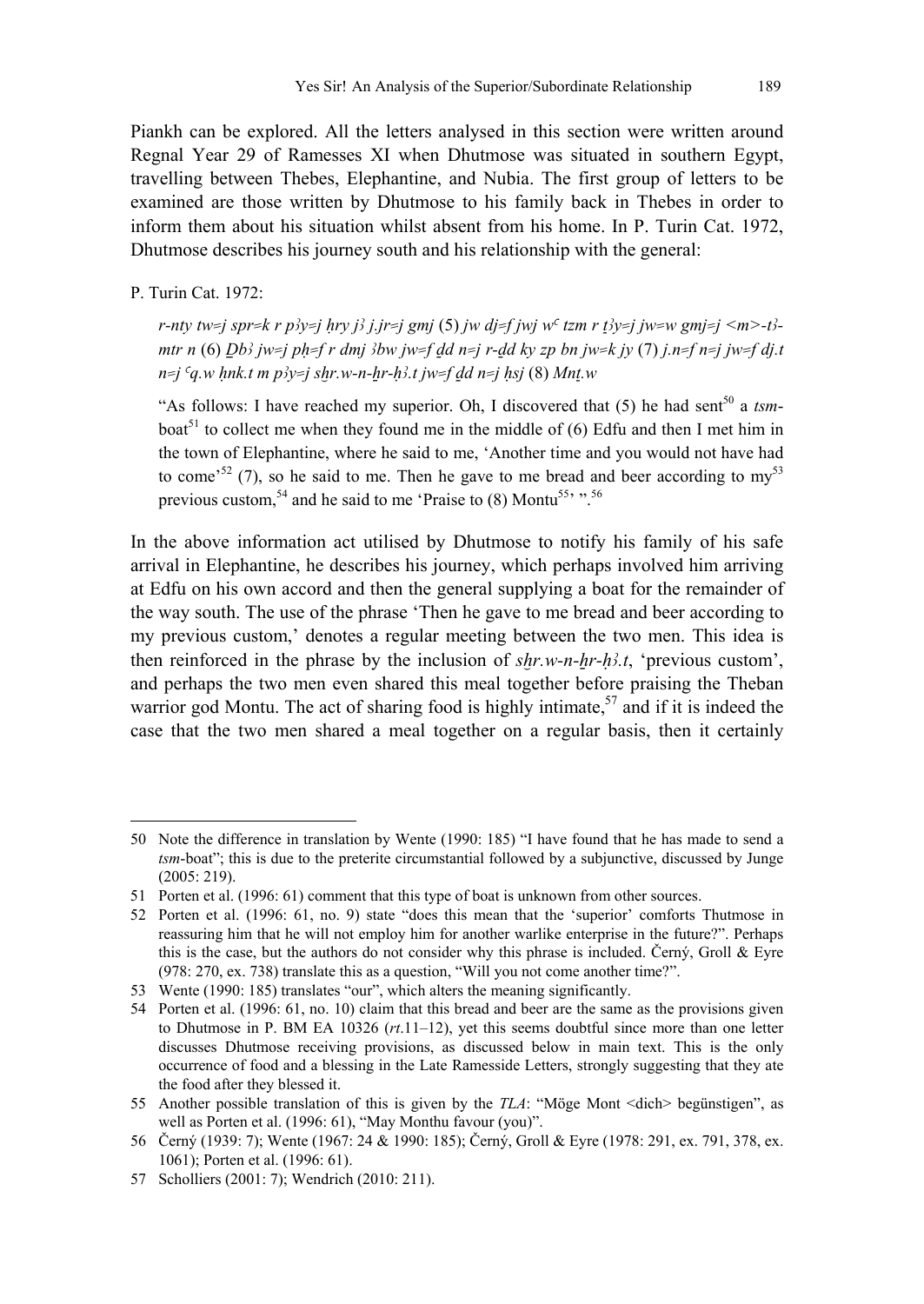Piankh can be explored. All the letters analysed in this section were written around Regnal Year 29 of Ramesses XI when Dhutmose was situated in southern Egypt, travelling between Thebes, Elephantine, and Nubia. The first group of letters to be examined are those written by Dhutmose to his family back in Thebes in order to inform them about his situation whilst absent from his home. In P. Turin Cat. 1972, Dhutmose describes his journey south and his relationship with the general:

P. Turin Cat. 1972:

> *r-nty tw=j spr=k r pꜣy=j ḥry jꜣ j.jr=j gmj* (5) *jw dj=f jwj wꜥ tzm r ṯꜣy=j jw=w gmj=j <m>-tꜣ-mtr n* (6) *Ḏbꜣ jw=j pḥ=f r dmj ꜣbw jw=f ḏd n=j r-ḏd ky zp bn jw=k jy* (7) *j.n=f n=j jw=f dj.t n=j ꜥq.w ḥnk.t m pꜣy=j sḫr.w-n-ḫr-ḥꜣ.t jw=f ḏd n=j ḥsj* (8) *Mnṯ.w*
>
> "As follows: I have reached my superior. Oh, I discovered that (5) he had sent[50] a *tsm*-boat[51] to collect me when they found me in the middle of (6) Edfu and then I met him in the town of Elephantine, where he said to me, 'Another time and you would not have had to come'[52] (7), so he said to me. Then he gave to me bread and beer according to my[53] previous custom,[54] and he said to me 'Praise to (8) Montu[55]' ".[56]

In the above information act utilised by Dhutmose to notify his family of his safe arrival in Elephantine, he describes his journey, which perhaps involved him arriving at Edfu on his own accord and then the general supplying a boat for the remainder of the way south. The use of the phrase 'Then he gave to me bread and beer according to my previous custom,' denotes a regular meeting between the two men. This idea is then reinforced in the phrase by the inclusion of *sḫr.w-n-ḫr-ḥꜣ.t*, 'previous custom', and perhaps the two men even shared this meal together before praising the Theban warrior god Montu. The act of sharing food is highly intimate,[57] and if it is indeed the case that the two men shared a meal together on a regular basis, then it certainly

---

50 Note the difference in translation by Wente (1990: 185) "I have found that he has made to send a *tsm*-boat"; this is due to the preterite circumstantial followed by a subjunctive, discussed by Junge (2005: 219).

51 Porten et al. (1996: 61) comment that this type of boat is unknown from other sources.

52 Porten et al. (1996: 61, no. 9) state "does this mean that the 'superior' comforts Thutmose in reassuring him that he will not employ him for another warlike enterprise in the future?". Perhaps this is the case, but the authors do not consider why this phrase is included. Černý, Groll & Eyre (978: 270, ex. 738) translate this as a question, "Will you not come another time?".

53 Wente (1990: 185) translates "our", which alters the meaning significantly.

54 Porten et al. (1996: 61, no. 10) claim that this bread and beer are the same as the provisions given to Dhutmose in P. BM EA 10326 (*rt*.11–12), yet this seems doubtful since more than one letter discusses Dhutmose receiving provisions, as discussed below in main text. This is the only occurrence of food and a blessing in the Late Ramesside Letters, strongly suggesting that they ate the food after they blessed it.

55 Another possible translation of this is given by the *TLA*: "Möge Mont <dich> begünstigen", as well as Porten et al. (1996: 61), "May Monthu favour (you)".

56 Černý (1939: 7); Wente (1967: 24 & 1990: 185); Černý, Groll & Eyre (1978: 291, ex. 791, 378, ex. 1061); Porten et al. (1996: 61).

57 Scholliers (2001: 7); Wendrich (2010: 211).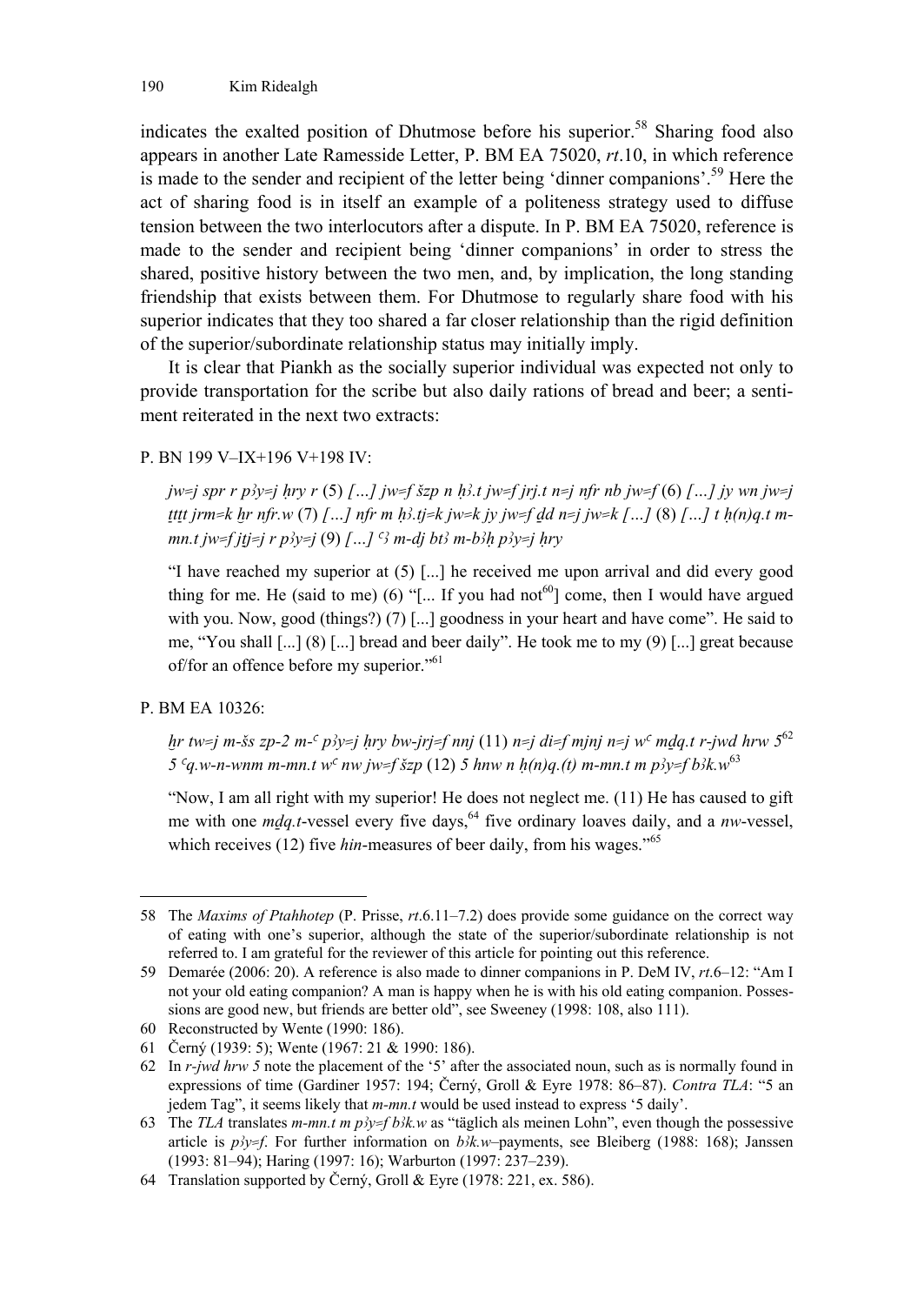indicates the exalted position of Dhutmose before his superior.[58] Sharing food also appears in another Late Ramesside Letter, P. BM EA 75020, *rt*.10, in which reference is made to the sender and recipient of the letter being 'dinner companions'.[59] Here the act of sharing food is in itself an example of a politeness strategy used to diffuse tension between the two interlocutors after a dispute. In P. BM EA 75020, reference is made to the sender and recipient being 'dinner companions' in order to stress the shared, positive history between the two men, and, by implication, the long standing friendship that exists between them. For Dhutmose to regularly share food with his superior indicates that they too shared a far closer relationship than the rigid definition of the superior/subordinate relationship status may initially imply.

It is clear that Piankh as the socially superior individual was expected not only to provide transportation for the scribe but also daily rations of bread and beer; a sentiment reiterated in the next two extracts:

P. BN 199 V–IX+196 V+198 IV:

> *jw=j spr r pꜣy=j ḥry r* (5) *[…] jw=f šzp n ḥꜣ.t jw=f jrj.t n=j nfr nb jw=f* (6) *[…] jy wn jw=j ṯṯṯ jrm=k ḫr nfr.w* (7) *[…] nfr m ḥꜣ.tj=k jw=k jy jw=f ḏd n=j jw=k […]* (8) *[…] t ḥ(n)q.t m-mn.t jw=f jṯj=j r pꜣy=j* (9) *[…] ꜥꜣ m-dj btꜣ m-bꜣḥ pꜣy=j ḥry*
>
> "I have reached my superior at (5) [...] he received me upon arrival and did every good thing for me. He (said to me) (6) "[... If you had not[60]] come, then I would have argued with you. Now, good (things?) (7) [...] goodness in your heart and have come". He said to me, "You shall [...] (8) [...] bread and beer daily". He took me to my (9) [...] great because of/for an offence before my superior."[61]

P. BM EA 10326:

> *ḫr tw=j m-šs zp-2 m-ꜥ pꜣy=j ḥry bw-jrj=f nnj* (11) *n=j di=f mjnj n=j wꜥ mḏq.t r-jwd hrw 5*[62] *5 ꜥq.w-n-wnm m-mn.t wꜥ nw jw=f šzp* (12) *5 hnw n ḥ(n)q.(t) m-mn.t m pꜣy=f bꜣk.w*[63]
>
> "Now, I am all right with my superior! He does not neglect me. (11) He has caused to gift me with one *mḏq.t*-vessel every five days,[64] five ordinary loaves daily, and a *nw*-vessel, which receives (12) five *hin*-measures of beer daily, from his wages."[65]

---

58 The *Maxims of Ptahhotep* (P. Prisse, *rt*.6.11–7.2) does provide some guidance on the correct way of eating with one's superior, although the state of the superior/subordinate relationship is not referred to. I am grateful for the reviewer of this article for pointing out this reference.

59 Demarée (2006: 20). A reference is also made to dinner companions in P. DeM IV, *rt*.6–12: "Am I not your old eating companion? A man is happy when he is with his old eating companion. Possessions are good new, but friends are better old", see Sweeney (1998: 108, also 111).

60 Reconstructed by Wente (1990: 186).

61 Černý (1939: 5); Wente (1967: 21 & 1990: 186).

62 In *r-jwd hrw 5* note the placement of the '5' after the associated noun, such as is normally found in expressions of time (Gardiner 1957: 194; Černý, Groll & Eyre 1978: 86–87). *Contra TLA*: "5 an jedem Tag", it seems likely that *m-mn.t* would be used instead to express '5 daily'.

63 The *TLA* translates *m-mn.t m pꜣy=f bꜣk.w* as "täglich als meinen Lohn", even though the possessive article is *pꜣy=f*. For further information on *bꜣk.w*–payments, see Bleiberg (1988: 168); Janssen (1993: 81–94); Haring (1997: 16); Warburton (1997: 237–239).

64 Translation supported by Černý, Groll & Eyre (1978: 221, ex. 586).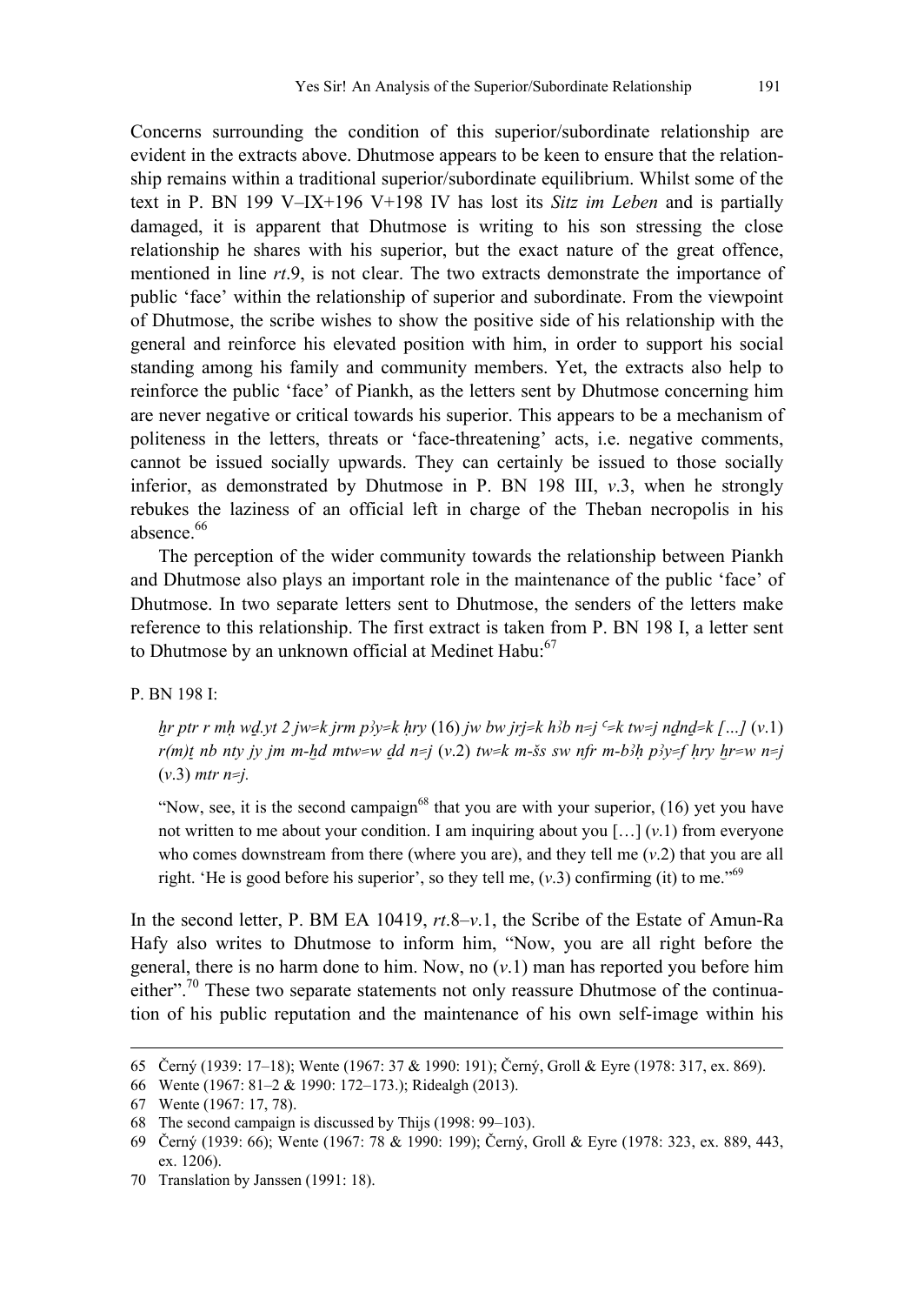Concerns surrounding the condition of this superior/subordinate relationship are evident in the extracts above. Dhutmose appears to be keen to ensure that the relationship remains within a traditional superior/subordinate equilibrium. Whilst some of the text in P. BN 199 V–IX+196 V+198 IV has lost its *Sitz im Leben* and is partially damaged, it is apparent that Dhutmose is writing to his son stressing the close relationship he shares with his superior, but the exact nature of the great offence, mentioned in line *rt*.9, is not clear. The two extracts demonstrate the importance of public 'face' within the relationship of superior and subordinate. From the viewpoint of Dhutmose, the scribe wishes to show the positive side of his relationship with the general and reinforce his elevated position with him, in order to support his social standing among his family and community members. Yet, the extracts also help to reinforce the public 'face' of Piankh, as the letters sent by Dhutmose concerning him are never negative or critical towards his superior. This appears to be a mechanism of politeness in the letters, threats or 'face-threatening' acts, i.e. negative comments, cannot be issued socially upwards. They can certainly be issued to those socially inferior, as demonstrated by Dhutmose in P. BN 198 III, *v*.3, when he strongly rebukes the laziness of an official left in charge of the Theban necropolis in his absence.[66]

The perception of the wider community towards the relationship between Piankh and Dhutmose also plays an important role in the maintenance of the public 'face' of Dhutmose. In two separate letters sent to Dhutmose, the senders of the letters make reference to this relationship. The first extract is taken from P. BN 198 I, a letter sent to Dhutmose by an unknown official at Medinet Habu:[67]

P. BN 198 I:

> *ḫr ptr r mḥ wḏ.yt 2 jw=k jrm pꜣy=k ḥry* (16) *jw bw jrj=k hꜣb n=j ꜥ=k tw=j nḏnḏ=k […]* (*v*.1) *r(m)ṯ nb nty jy jm m-ḫd mtw=w ḏd n=j* (*v*.2) *tw=k m-šs sw nfr m-bꜣḥ pꜣy=f ḥry ḫr=w n=j* (*v*.3) *mtr n=j.*
>
> "Now, see, it is the second campaign[68] that you are with your superior, (16) yet you have not written to me about your condition. I am inquiring about you […] (*v*.1) from everyone who comes downstream from there (where you are), and they tell me (*v*.2) that you are all right. 'He is good before his superior', so they tell me, (*v*.3) confirming (it) to me."[69]

In the second letter, P. BM EA 10419, *rt*.8–*v*.1, the Scribe of the Estate of Amun-Ra Hafy also writes to Dhutmose to inform him, "Now, you are all right before the general, there is no harm done to him. Now, no (*v*.1) man has reported you before him either".[70] These two separate statements not only reassure Dhutmose of the continuation of his public reputation and the maintenance of his own self-image within his

---

65 Černý (1939: 17–18); Wente (1967: 37 & 1990: 191); Černý, Groll & Eyre (1978: 317, ex. 869).

66 Wente (1967: 81–2 & 1990: 172–173.); Ridealgh (2013).

67 Wente (1967: 17, 78).

68 The second campaign is discussed by Thijs (1998: 99–103).

69 Černý (1939: 66); Wente (1967: 78 & 1990: 199); Černý, Groll & Eyre (1978: 323, ex. 889, 443, ex. 1206).

70 Translation by Janssen (1991: 18).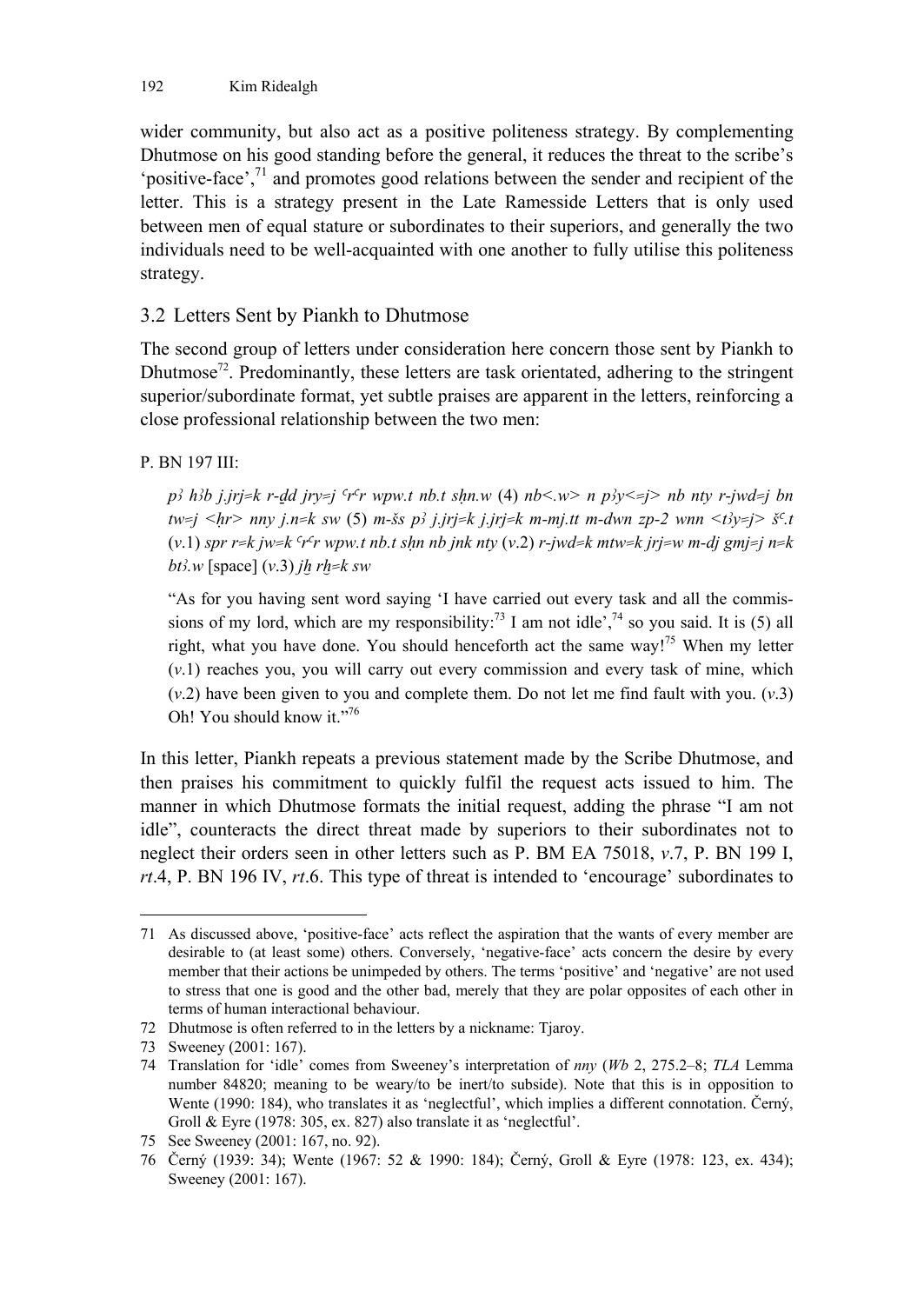wider community, but also act as a positive politeness strategy. By complementing Dhutmose on his good standing before the general, it reduces the threat to the scribe's 'positive-face',[71] and promotes good relations between the sender and recipient of the letter. This is a strategy present in the Late Ramesside Letters that is only used between men of equal stature or subordinates to their superiors, and generally the two individuals need to be well-acquainted with one another to fully utilise this politeness strategy.

## 3.2 Letters Sent by Piankh to Dhutmose

The second group of letters under consideration here concern those sent by Piankh to Dhutmose[72]. Predominantly, these letters are task orientated, adhering to the stringent superior/subordinate format, yet subtle praises are apparent in the letters, reinforcing a close professional relationship between the two men:

P. BN 197 III:

> *pꜣ hꜣb j.jrj=k r-ḏd jry=j ꜥrꜥr wpw.t nb.t sḥn.w* (4) *nb<.w> n pꜣy<=j> nb nty r-jwd=j bn tw=j <ḥr> nny j.n=k sw* (5) *m-šs pꜣ j.jrj=k j.jrj=k m-mj.tt m-dwn zp-2 wnn <tꜣy=j> šꜥ.t* (*v*.1) *spr r=k jw=k ꜥrꜥr wpw.t nb.t sḥn nb jnk nty* (*v*.2) *r-jwd=k mtw=k jrj=w m-dj gmj=j n=k btꜣ.w* [space] (*v*.3) *jḫ rḫ=k sw*
>
> "As for you having sent word saying 'I have carried out every task and all the commissions of my lord, which are my responsibility:[73] I am not idle',[74] so you said. It is (5) all right, what you have done. You should henceforth act the same way![75] When my letter (*v*.1) reaches you, you will carry out every commission and every task of mine, which (*v*.2) have been given to you and complete them. Do not let me find fault with you. (*v*.3) Oh! You should know it."[76]

In this letter, Piankh repeats a previous statement made by the Scribe Dhutmose, and then praises his commitment to quickly fulfil the request acts issued to him. The manner in which Dhutmose formats the initial request, adding the phrase "I am not idle", counteracts the direct threat made by superiors to their subordinates not to neglect their orders seen in other letters such as P. BM EA 75018, *v*.7, P. BN 199 I, *rt*.4, P. BN 196 IV, *rt*.6. This type of threat is intended to 'encourage' subordinates to

---

71 As discussed above, 'positive-face' acts reflect the aspiration that the wants of every member are desirable to (at least some) others. Conversely, 'negative-face' acts concern the desire by every member that their actions be unimpeded by others. The terms 'positive' and 'negative' are not used to stress that one is good and the other bad, merely that they are polar opposites of each other in terms of human interactional behaviour.

72 Dhutmose is often referred to in the letters by a nickname: Tjaroy.

73 Sweeney (2001: 167).

74 Translation for 'idle' comes from Sweeney's interpretation of *nny* (*Wb* 2, 275.2–8; *TLA* Lemma number 84820; meaning to be weary/to be inert/to subside). Note that this is in opposition to Wente (1990: 184), who translates it as 'neglectful', which implies a different connotation. Černý, Groll & Eyre (1978: 305, ex. 827) also translate it as 'neglectful'.

75 See Sweeney (2001: 167, no. 92).

76 Černý (1939: 34); Wente (1967: 52 & 1990: 184); Černý, Groll & Eyre (1978: 123, ex. 434); Sweeney (2001: 167).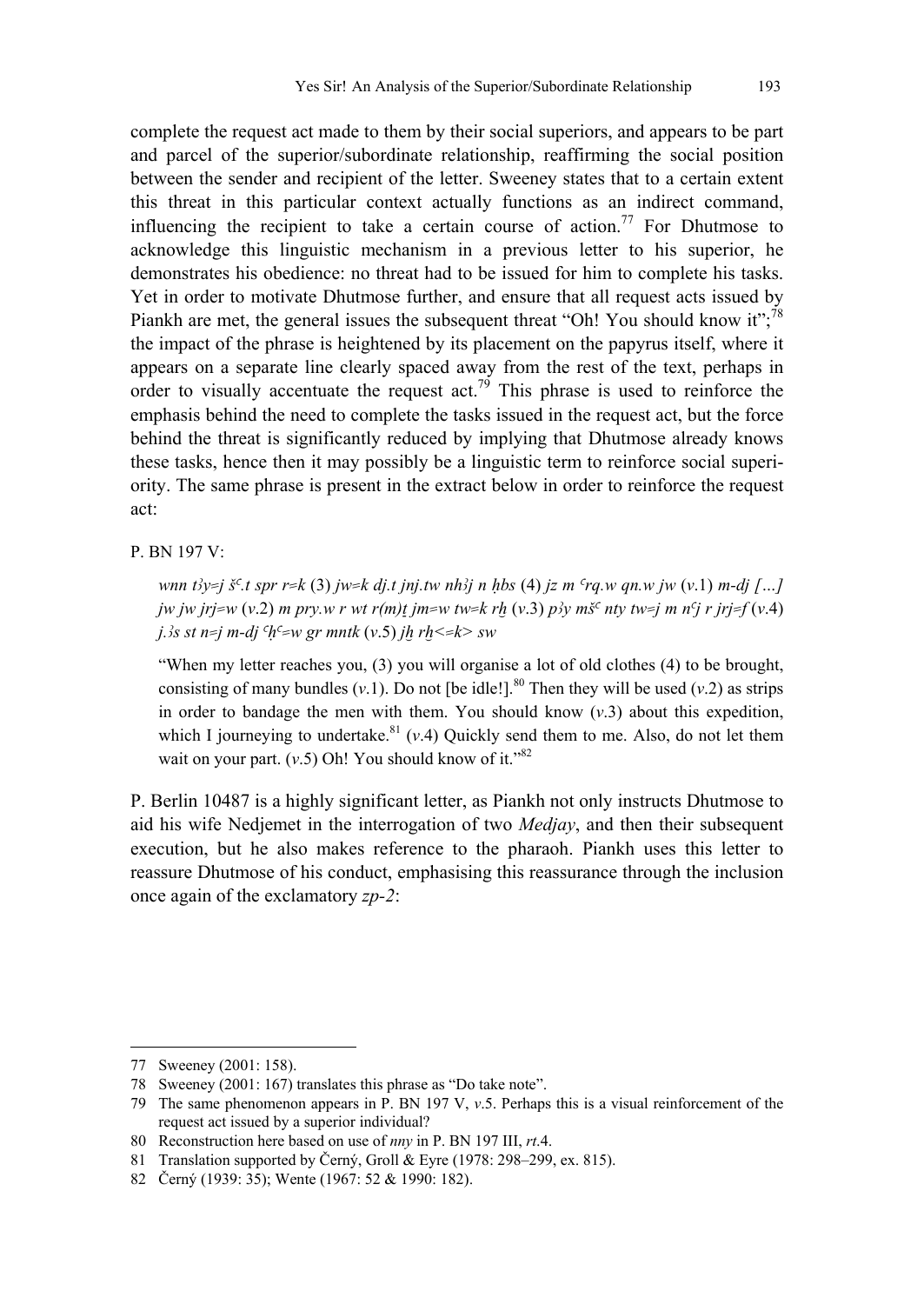complete the request act made to them by their social superiors, and appears to be part and parcel of the superior/subordinate relationship, reaffirming the social position between the sender and recipient of the letter. Sweeney states that to a certain extent this threat in this particular context actually functions as an indirect command, influencing the recipient to take a certain course of action.[77] For Dhutmose to acknowledge this linguistic mechanism in a previous letter to his superior, he demonstrates his obedience: no threat had to be issued for him to complete his tasks. Yet in order to motivate Dhutmose further, and ensure that all request acts issued by Piankh are met, the general issues the subsequent threat "Oh! You should know it";[78] the impact of the phrase is heightened by its placement on the papyrus itself, where it appears on a separate line clearly spaced away from the rest of the text, perhaps in order to visually accentuate the request act.[79] This phrase is used to reinforce the emphasis behind the need to complete the tasks issued in the request act, but the force behind the threat is significantly reduced by implying that Dhutmose already knows these tasks, hence then it may possibly be a linguistic term to reinforce social superiority. The same phrase is present in the extract below in order to reinforce the request act:

P. BN 197 V:

> *wnn tȝy=j šʿ.t spr r=k* (3) *jw=k dj.t jnj.tw nhȝj n ḥbs* (4) *jz m ʿrq.w qn.w jw* (*v*.1) *m-dj […] jw jw jrj=w* (*v*.2) *m pry.w r wt r(m)ṯ jm=w tw=k rḫ* (*v*.3) *pȝy mšʿ nty tw=j m nʿj r jrj=f* (*v*.4) *j.ȝs st n=j m-dj ʿḥʿ=w gr mntk* (*v*.5) *jḫ rḫ<=k> sw*
>
> "When my letter reaches you, (3) you will organise a lot of old clothes (4) to be brought, consisting of many bundles (*v*.1). Do not [be idle!].[80] Then they will be used (*v*.2) as strips in order to bandage the men with them. You should know (*v*.3) about this expedition, which I journeying to undertake.[81] (*v*.4) Quickly send them to me. Also, do not let them wait on your part. (*v*.5) Oh! You should know of it."[82]

P. Berlin 10487 is a highly significant letter, as Piankh not only instructs Dhutmose to aid his wife Nedjemet in the interrogation of two *Medjay*, and then their subsequent execution, but he also makes reference to the pharaoh. Piankh uses this letter to reassure Dhutmose of his conduct, emphasising this reassurance through the inclusion once again of the exclamatory *zp-2*:

---

77 Sweeney (2001: 158).

78 Sweeney (2001: 167) translates this phrase as "Do take note".

79 The same phenomenon appears in P. BN 197 V, *v*.5. Perhaps this is a visual reinforcement of the request act issued by a superior individual?

80 Reconstruction here based on use of *nny* in P. BN 197 III, *rt*.4.

81 Translation supported by Černý, Groll & Eyre (1978: 298–299, ex. 815).

82 Černý (1939: 35); Wente (1967: 52 & 1990: 182).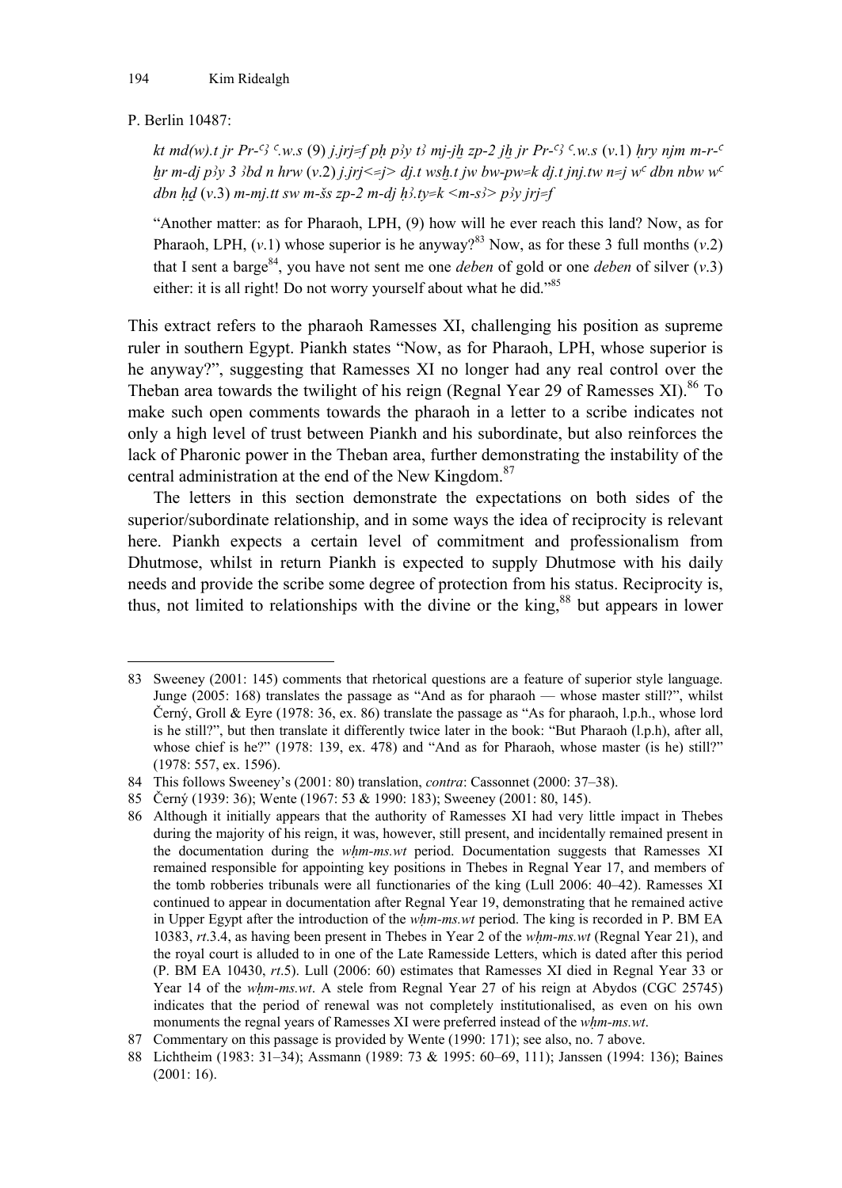P. Berlin 10487:

> *kt md(w).t jr Pr-ꜥꜣ ꜥ.w.s* (9) *j.jrj=f pḥ pꜣy tꜣ mj-jḫ zp-2 jḫ jr Pr-ꜥꜣ ꜥ.w.s* (*v*.1) *ḥry njm m-r-ꜥ ḫr m-dj pꜣy 3 ꜣbd n hrw* (*v*.2) *j.jrj<=j> dj.t wsḫ.t jw bw-pw=k dj.t jnj.tw n=j wꜥ dbn nbw wꜥ dbn ḥḏ* (*v*.3) *m-mj.tt sw m-šs zp-2 m-dj ḥꜣ.ty=k <m-sꜣ> pꜣy jrj=f*
>
> "Another matter: as for Pharaoh, LPH, (9) how will he ever reach this land? Now, as for Pharaoh, LPH, (*v*.1) whose superior is he anyway?[83] Now, as for these 3 full months (*v*.2) that I sent a barge[84], you have not sent me one *deben* of gold or one *deben* of silver (*v*.3) either: it is all right! Do not worry yourself about what he did."[85]

This extract refers to the pharaoh Ramesses XI, challenging his position as supreme ruler in southern Egypt. Piankh states "Now, as for Pharaoh, LPH, whose superior is he anyway?", suggesting that Ramesses XI no longer had any real control over the Theban area towards the twilight of his reign (Regnal Year 29 of Ramesses XI).[86] To make such open comments towards the pharaoh in a letter to a scribe indicates not only a high level of trust between Piankh and his subordinate, but also reinforces the lack of Pharonic power in the Theban area, further demonstrating the instability of the central administration at the end of the New Kingdom.[87]

The letters in this section demonstrate the expectations on both sides of the superior/subordinate relationship, and in some ways the idea of reciprocity is relevant here. Piankh expects a certain level of commitment and professionalism from Dhutmose, whilst in return Piankh is expected to supply Dhutmose with his daily needs and provide the scribe some degree of protection from his status. Reciprocity is, thus, not limited to relationships with the divine or the king,[88] but appears in lower

---

83 Sweeney (2001: 145) comments that rhetorical questions are a feature of superior style language. Junge (2005: 168) translates the passage as "And as for pharaoh — whose master still?", whilst Černý, Groll & Eyre (1978: 36, ex. 86) translate the passage as "As for pharaoh, l.p.h., whose lord is he still?", but then translate it differently twice later in the book: "But Pharaoh (l.p.h), after all, whose chief is he?" (1978: 139, ex. 478) and "And as for Pharaoh, whose master (is he) still?" (1978: 557, ex. 1596).

84 This follows Sweeney's (2001: 80) translation, *contra*: Cassonnet (2000: 37–38).

85 Černý (1939: 36); Wente (1967: 53 & 1990: 183); Sweeney (2001: 80, 145).

86 Although it initially appears that the authority of Ramesses XI had very little impact in Thebes during the majority of his reign, it was, however, still present, and incidentally remained present in the documentation during the *wḥm-ms.wt* period. Documentation suggests that Ramesses XI remained responsible for appointing key positions in Thebes in Regnal Year 17, and members of the tomb robberies tribunals were all functionaries of the king (Lull 2006: 40–42). Ramesses XI continued to appear in documentation after Regnal Year 19, demonstrating that he remained active in Upper Egypt after the introduction of the *wḥm-ms.wt* period. The king is recorded in P. BM EA 10383, *rt*.3.4, as having been present in Thebes in Year 2 of the *wḥm-ms.wt* (Regnal Year 21), and the royal court is alluded to in one of the Late Ramesside Letters, which is dated after this period (P. BM EA 10430, *rt*.5). Lull (2006: 60) estimates that Ramesses XI died in Regnal Year 33 or Year 14 of the *wḥm-ms.wt*. A stele from Regnal Year 27 of his reign at Abydos (CGC 25745) indicates that the period of renewal was not completely institutionalised, as even on his own monuments the regnal years of Ramesses XI were preferred instead of the *wḥm-ms.wt*.

87 Commentary on this passage is provided by Wente (1990: 171); see also, no. 7 above.

88 Lichtheim (1983: 31–34); Assmann (1989: 73 & 1995: 60–69, 111); Janssen (1994: 136); Baines (2001: 16).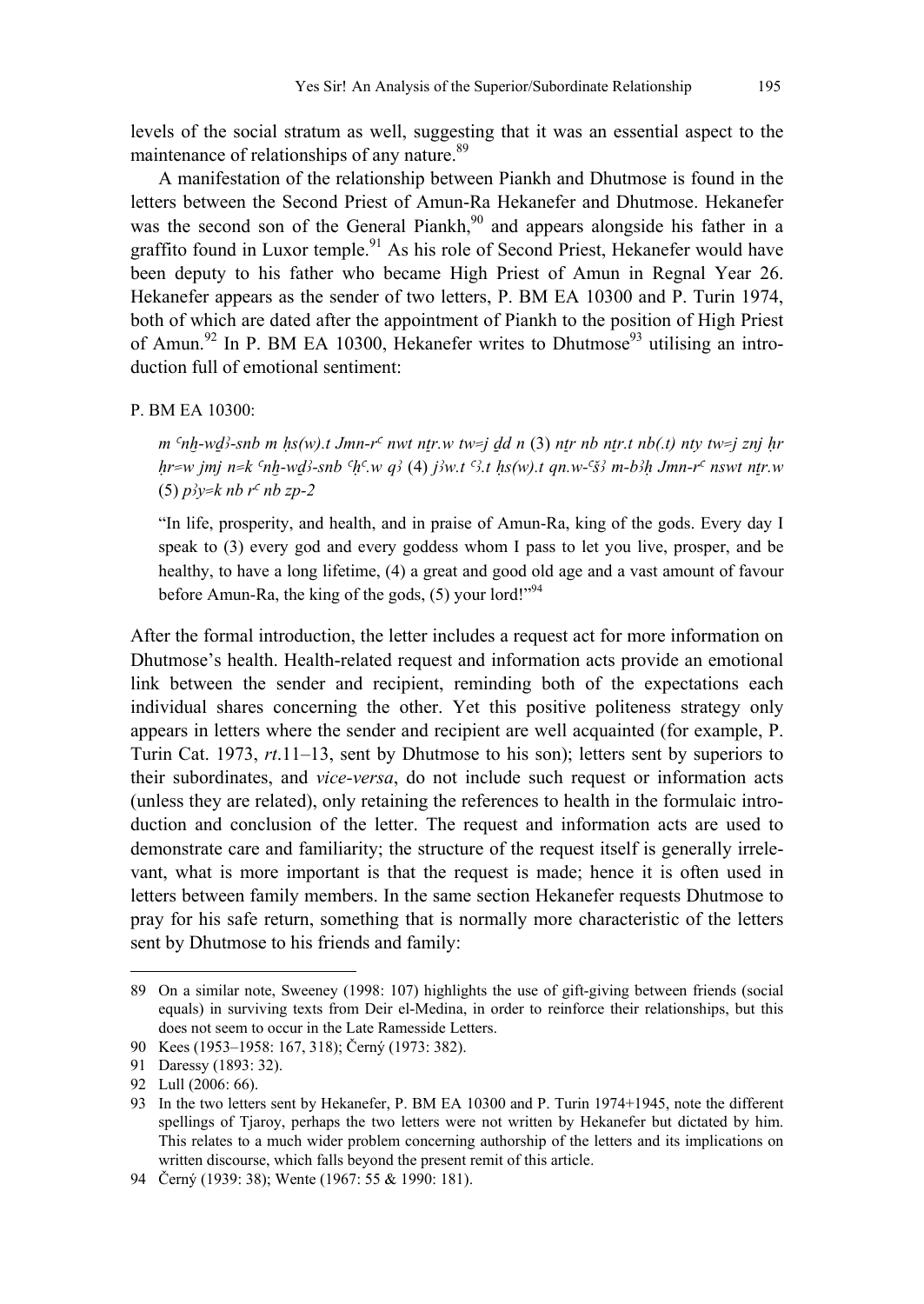levels of the social stratum as well, suggesting that it was an essential aspect to the maintenance of relationships of any nature.[89]

A manifestation of the relationship between Piankh and Dhutmose is found in the letters between the Second Priest of Amun-Ra Hekanefer and Dhutmose. Hekanefer was the second son of the General Piankh,[90] and appears alongside his father in a graffito found in Luxor temple.[91] As his role of Second Priest, Hekanefer would have been deputy to his father who became High Priest of Amun in Regnal Year 26. Hekanefer appears as the sender of two letters, P. BM EA 10300 and P. Turin 1974, both of which are dated after the appointment of Piankh to the position of High Priest of Amun.[92] In P. BM EA 10300, Hekanefer writes to Dhutmose[93] utilising an introduction full of emotional sentiment:

P. BM EA 10300:

> *m ꜥnḫ-wḏꜣ-snb m ḥs(w).t Jmn-rꜥ nwt nṯr.w tw=j ḏd n* (3) *nṯr nb nṯr.t nb(.t) nty tw=j znj ḥr ḥr=w jmj n=k ꜥnḫ-wḏꜣ-snb ꜥḥꜥ.w qꜣ* (4) *jꜣw.t ꜥꜣ.t ḥs(w).t qn.w-ꜥšꜣ m-bꜣḥ Jmn-rꜥ nswt nṯr.w* (5) *pꜣy=k nb rꜥ nb zp-2*
>
> "In life, prosperity, and health, and in praise of Amun-Ra, king of the gods. Every day I speak to (3) every god and every goddess whom I pass to let you live, prosper, and be healthy, to have a long lifetime, (4) a great and good old age and a vast amount of favour before Amun-Ra, the king of the gods, (5) your lord!"[94]

After the formal introduction, the letter includes a request act for more information on Dhutmose's health. Health-related request and information acts provide an emotional link between the sender and recipient, reminding both of the expectations each individual shares concerning the other. Yet this positive politeness strategy only appears in letters where the sender and recipient are well acquainted (for example, P. Turin Cat. 1973, *rt*.11–13, sent by Dhutmose to his son); letters sent by superiors to their subordinates, and *vice-versa*, do not include such request or information acts (unless they are related), only retaining the references to health in the formulaic introduction and conclusion of the letter. The request and information acts are used to demonstrate care and familiarity; the structure of the request itself is generally irrelevant, what is more important is that the request is made; hence it is often used in letters between family members. In the same section Hekanefer requests Dhutmose to pray for his safe return, something that is normally more characteristic of the letters sent by Dhutmose to his friends and family:

---

89 On a similar note, Sweeney (1998: 107) highlights the use of gift-giving between friends (social equals) in surviving texts from Deir el-Medina, in order to reinforce their relationships, but this does not seem to occur in the Late Ramesside Letters.

90 Kees (1953–1958: 167, 318); Černý (1973: 382).

91 Daressy (1893: 32).

92 Lull (2006: 66).

93 In the two letters sent by Hekanefer, P. BM EA 10300 and P. Turin 1974+1945, note the different spellings of Tjaroy, perhaps the two letters were not written by Hekanefer but dictated by him. This relates to a much wider problem concerning authorship of the letters and its implications on written discourse, which falls beyond the present remit of this article.

94 Černý (1939: 38); Wente (1967: 55 & 1990: 181).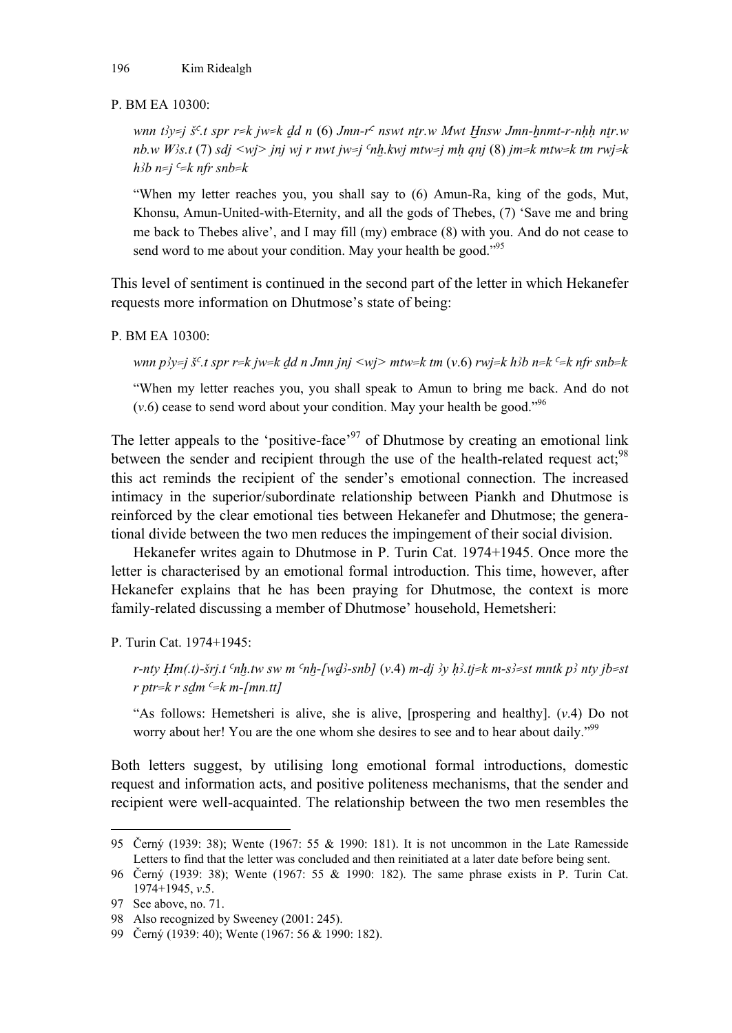P. BM EA 10300:

> *wnn tꜣy=j šꜥ.t spr r=k jw=k ḏd n* (6) *Jmn-rꜥ nswt nṯr.w Mwt Ḫnsw Jmn-ḫnmt-r-nḥḥ nṯr.w nb.w Wꜣs.t* (7) *sdj <wj> jnj wj r nwt jw=j ꜥnḫ.kwj mtw=j mḥ qnj* (8) *jm=k mtw=k tm rwj=k hꜣb n=j ꜥ=k nfr snb=k*
>
> "When my letter reaches you, you shall say to (6) Amun-Ra, king of the gods, Mut, Khonsu, Amun-United-with-Eternity, and all the gods of Thebes, (7) 'Save me and bring me back to Thebes alive', and I may fill (my) embrace (8) with you. And do not cease to send word to me about your condition. May your health be good."[95]

This level of sentiment is continued in the second part of the letter in which Hekanefer requests more information on Dhutmose's state of being:

P. BM EA 10300:

> *wnn pꜣy=j šꜥ.t spr r=k jw=k ḏd n Jmn jnj <wj> mtw=k tm* (*v*.6) *rwj=k hꜣb n=k ꜥ=k nfr snb=k*
>
> "When my letter reaches you, you shall speak to Amun to bring me back. And do not (*v*.6) cease to send word about your condition. May your health be good."[96]

The letter appeals to the 'positive-face'[97] of Dhutmose by creating an emotional link between the sender and recipient through the use of the health-related request act;[98] this act reminds the recipient of the sender's emotional connection. The increased intimacy in the superior/subordinate relationship between Piankh and Dhutmose is reinforced by the clear emotional ties between Hekanefer and Dhutmose; the generational divide between the two men reduces the impingement of their social division.

Hekanefer writes again to Dhutmose in P. Turin Cat. 1974+1945. Once more the letter is characterised by an emotional formal introduction. This time, however, after Hekanefer explains that he has been praying for Dhutmose, the context is more family-related discussing a member of Dhutmose' household, Hemetsheri:

P. Turin Cat. 1974+1945:

> *r-nty Ḥm(.t)-šrj.t ꜥnḫ.tw sw m ꜥnḫ-[wḏꜣ-snb]* (*v*.4) *m-dj ꜣy ḥꜣ.tj=k m-sꜣ=st mntk pꜣ nty jb=st r ptr=k r sḏm ꜥ=k m-[mn.tt]*
>
> "As follows: Hemetsheri is alive, she is alive, [prospering and healthy]. (*v*.4) Do not worry about her! You are the one whom she desires to see and to hear about daily."[99]

Both letters suggest, by utilising long emotional formal introductions, domestic request and information acts, and positive politeness mechanisms, that the sender and recipient were well-acquainted. The relationship between the two men resembles the

---

95 Černý (1939: 38); Wente (1967: 55 & 1990: 181). It is not uncommon in the Late Ramesside Letters to find that the letter was concluded and then reinitiated at a later date before being sent.

96 Černý (1939: 38); Wente (1967: 55 & 1990: 182). The same phrase exists in P. Turin Cat. 1974+1945, *v*.5.

97 See above, no. 71.

98 Also recognized by Sweeney (2001: 245).

99 Černý (1939: 40); Wente (1967: 56 & 1990: 182).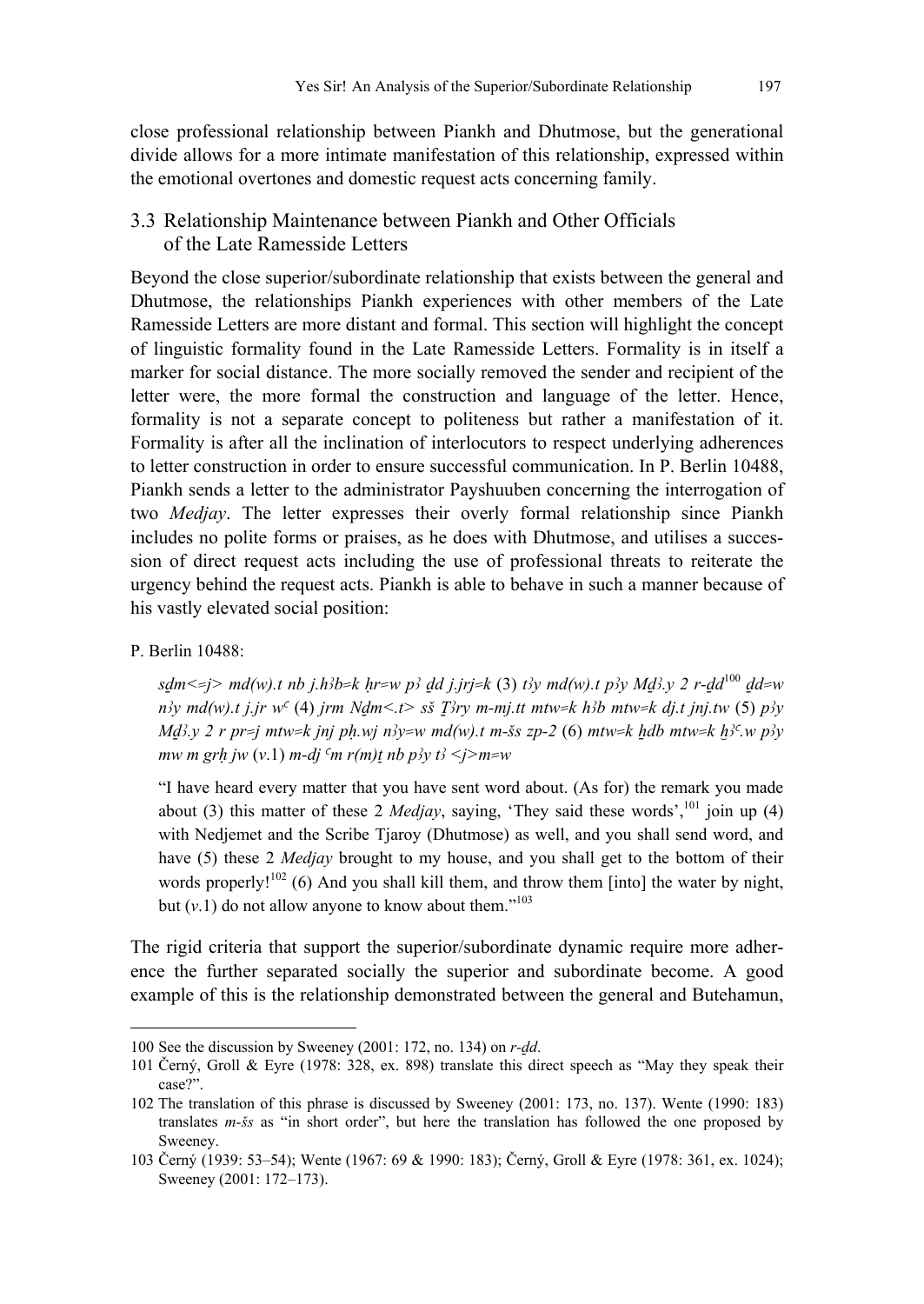close professional relationship between Piankh and Dhutmose, but the generational divide allows for a more intimate manifestation of this relationship, expressed within the emotional overtones and domestic request acts concerning family.

## 3.3 Relationship Maintenance between Piankh and Other Officials of the Late Ramesside Letters

Beyond the close superior/subordinate relationship that exists between the general and Dhutmose, the relationships Piankh experiences with other members of the Late Ramesside Letters are more distant and formal. This section will highlight the concept of linguistic formality found in the Late Ramesside Letters. Formality is in itself a marker for social distance. The more socially removed the sender and recipient of the letter were, the more formal the construction and language of the letter. Hence, formality is not a separate concept to politeness but rather a manifestation of it. Formality is after all the inclination of interlocutors to respect underlying adherences to letter construction in order to ensure successful communication. In P. Berlin 10488, Piankh sends a letter to the administrator Payshuuben concerning the interrogation of two *Medjay*. The letter expresses their overly formal relationship since Piankh includes no polite forms or praises, as he does with Dhutmose, and utilises a succession of direct request acts including the use of professional threats to reiterate the urgency behind the request acts. Piankh is able to behave in such a manner because of his vastly elevated social position:

P. Berlin 10488:

> *sḏm<=j> md(w).t nb j.hꜣb=k ḥr=w pꜣ ḏd j.jrj=k* (3) *tꜣy md(w).t pꜣy Mḏꜣ.y 2 r-ḏd*[100] *ḏd=w nꜣy md(w).t j.jr wꜥ* (4) *jrm Nḏm<.t> sš Ṯꜣry m-mj.tt mtw=k hꜣb mtw=k dj.t jnj.tw* (5) *pꜣy Mḏꜣ.y 2 r pr=j mtw=k jnj pḥ.wj nꜣy=w md(w).t m-šs zp-2* (6) *mtw=k ẖdb mtw=k ḫꜣꜥ.w pꜣy mw m grḥ jw* (*v*.1) *m-dj ꜥm r(m)ṯ nb pꜣy tꜣ <j>m=w*
>
> "I have heard every matter that you have sent word about. (As for) the remark you made about (3) this matter of these 2 *Medjay*, saying, 'They said these words',[101] join up (4) with Nedjemet and the Scribe Tjaroy (Dhutmose) as well, and you shall send word, and have (5) these 2 *Medjay* brought to my house, and you shall get to the bottom of their words properly![102] (6) And you shall kill them, and throw them [into] the water by night, but (*v*.1) do not allow anyone to know about them."[103]

The rigid criteria that support the superior/subordinate dynamic require more adherence the further separated socially the superior and subordinate become. A good example of this is the relationship demonstrated between the general and Butehamun,

---

100 See the discussion by Sweeney (2001: 172, no. 134) on *r-ḏd*.

101 Černý, Groll & Eyre (1978: 328, ex. 898) translate this direct speech as "May they speak their case?".

102 The translation of this phrase is discussed by Sweeney (2001: 173, no. 137). Wente (1990: 183) translates *m-šs* as "in short order", but here the translation has followed the one proposed by Sweeney.

103 Černý (1939: 53–54); Wente (1967: 69 & 1990: 183); Černý, Groll & Eyre (1978: 361, ex. 1024); Sweeney (2001: 172–173).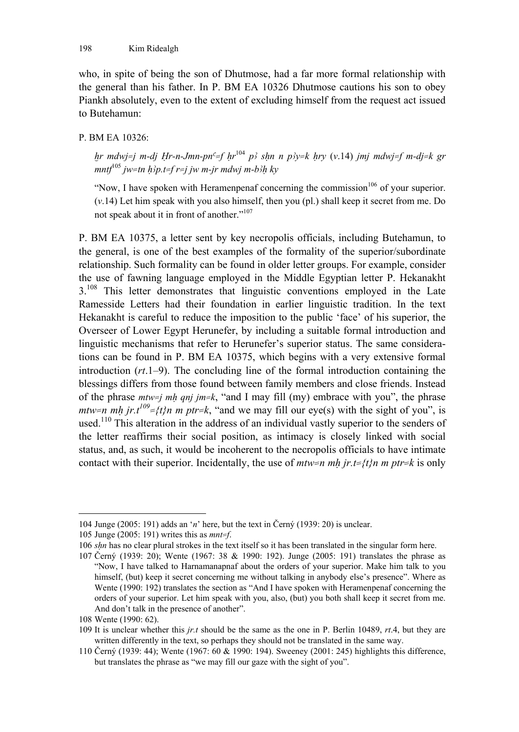who, in spite of being the son of Dhutmose, had a far more formal relationship with the general than his father. In P. BM EA 10326 Dhutmose cautions his son to obey Piankh absolutely, even to the extent of excluding himself from the request act issued to Butehamun:

P. BM EA 10326:

> *ḫr mdwj=j m-dj Ḥr-n-Jmn-pnᶜ=f ḥr*[104] *pꜣ sḥn n pꜣy=k ḥry* (*v*.14) *jmj mdwj=f m-dj=k gr mntf*[105] *jw=tn ḥꜣp.t=f r=j jw m-jr mdwj m-bꜣḥ ky*
>
> "Now, I have spoken with Heramenpenaf concerning the commission[106] of your superior. (*v*.14) Let him speak with you also himself, then you (pl.) shall keep it secret from me. Do not speak about it in front of another."[107]

P. BM EA 10375, a letter sent by key necropolis officials, including Butehamun, to the general, is one of the best examples of the formality of the superior/subordinate relationship. Such formality can be found in older letter groups. For example, consider the use of fawning language employed in the Middle Egyptian letter P. Hekanakht 3.[108] This letter demonstrates that linguistic conventions employed in the Late Ramesside Letters had their foundation in earlier linguistic tradition. In the text Hekanakht is careful to reduce the imposition to the public 'face' of his superior, the Overseer of Lower Egypt Herunefer, by including a suitable formal introduction and linguistic mechanisms that refer to Herunefer's superior status. The same considerations can be found in P. BM EA 10375, which begins with a very extensive formal introduction (*rt*.1–9). The concluding line of the formal introduction containing the blessings differs from those found between family members and close friends. Instead of the phrase *mtw=j mḥ qnj jm=k*, "and I may fill (my) embrace with you", the phrase *mtw=n mḥ jr.t*[109]*={t}n m ptr=k*, "and we may fill our eye(s) with the sight of you", is used.[110] This alteration in the address of an individual vastly superior to the senders of the letter reaffirms their social position, as intimacy is closely linked with social status, and, as such, it would be incoherent to the necropolis officials to have intimate contact with their superior. Incidentally, the use of *mtw=n mḥ jr.t={t}n m ptr=k* is only

---

104 Junge (2005: 191) adds an '*n*' here, but the text in Černý (1939: 20) is unclear.

105 Junge (2005: 191) writes this as *mnt=f*.

106 *sḥn* has no clear plural strokes in the text itself so it has been translated in the singular form here.

107 Černý (1939: 20); Wente (1967: 38 & 1990: 192). Junge (2005: 191) translates the phrase as "Now, I have talked to Harnamanapnaf about the orders of your superior. Make him talk to you himself, (but) keep it secret concerning me without talking in anybody else's presence". Where as Wente (1990: 192) translates the section as "And I have spoken with Heramenpenaf concerning the orders of your superior. Let him speak with you, also, (but) you both shall keep it secret from me. And don't talk in the presence of another".

108 Wente (1990: 62).

109 It is unclear whether this *jr.t* should be the same as the one in P. Berlin 10489, *rt*.4, but they are written differently in the text, so perhaps they should not be translated in the same way.

110 Černý (1939: 44); Wente (1967: 60 & 1990: 194). Sweeney (2001: 245) highlights this difference, but translates the phrase as "we may fill our gaze with the sight of you".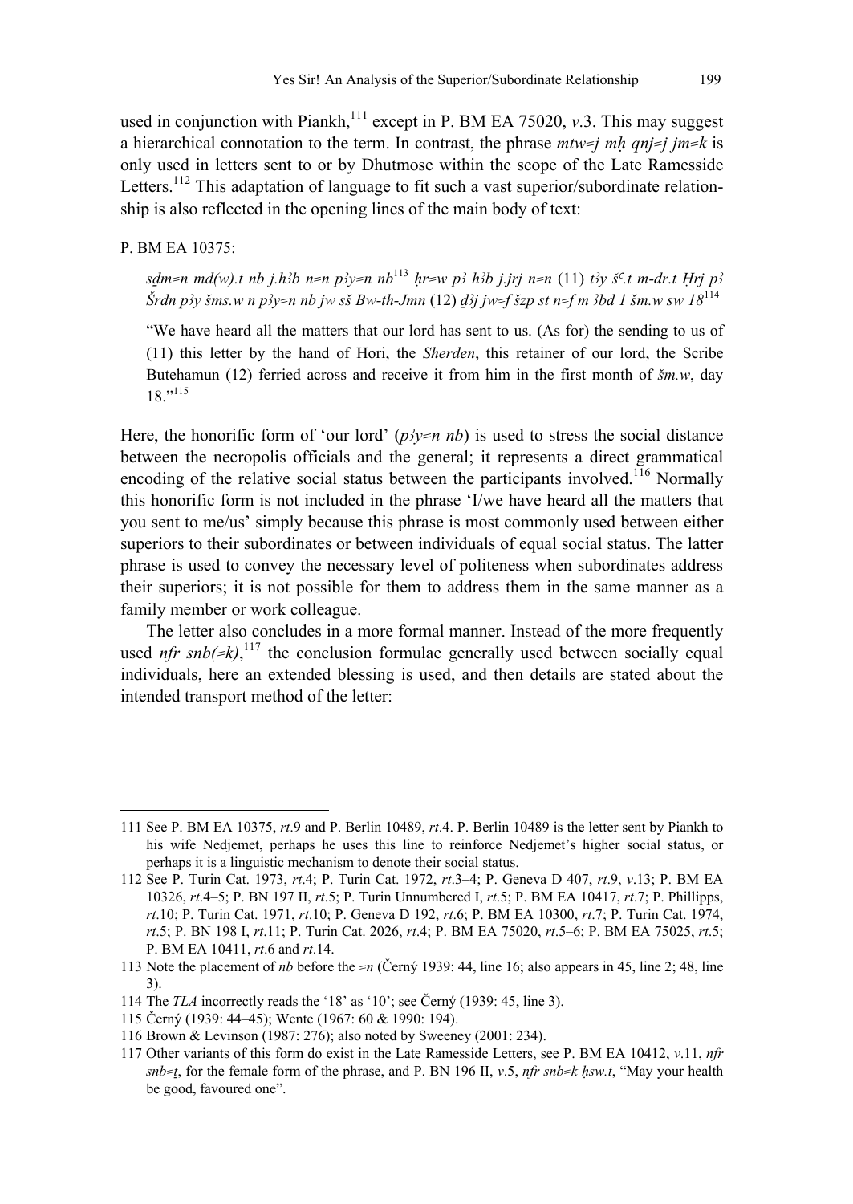used in conjunction with Piankh,[111] except in P. BM EA 75020, *v*.3. This may suggest a hierarchical connotation to the term. In contrast, the phrase *mtw=j mḥ qnj=j jm=k* is only used in letters sent to or by Dhutmose within the scope of the Late Ramesside Letters.[112] This adaptation of language to fit such a vast superior/subordinate relationship is also reflected in the opening lines of the main body of text:

P. BM EA 10375:

> *sḏm=n md(w).t nb j.hꜣb n=n pꜣy=n nb*[113] *ḥr=w pꜣ hꜣb j.jrj n=n* (11) *tꜣy šꜥ.t m-dr.t Ḥrj pꜣ Šrdn pꜣy šms.w n pꜣy=n nb jw sš Bw-th-Jmn* (12) *ḏꜣj jw=f šzp st n=f m ꜣbd 1 šm.w sw 18*[114]
>
> "We have heard all the matters that our lord has sent to us. (As for) the sending to us of (11) this letter by the hand of Hori, the *Sherden*, this retainer of our lord, the Scribe Butehamun (12) ferried across and receive it from him in the first month of *šm.w*, day 18."[115]

Here, the honorific form of 'our lord' (*pꜣy=n nb*) is used to stress the social distance between the necropolis officials and the general; it represents a direct grammatical encoding of the relative social status between the participants involved.[116] Normally this honorific form is not included in the phrase 'I/we have heard all the matters that you sent to me/us' simply because this phrase is most commonly used between either superiors to their subordinates or between individuals of equal social status. The latter phrase is used to convey the necessary level of politeness when subordinates address their superiors; it is not possible for them to address them in the same manner as a family member or work colleague.

The letter also concludes in a more formal manner. Instead of the more frequently used *nfr snb(=k)*,[117] the conclusion formulae generally used between socially equal individuals, here an extended blessing is used, and then details are stated about the intended transport method of the letter:

---

111 See P. BM EA 10375, *rt*.9 and P. Berlin 10489, *rt*.4. P. Berlin 10489 is the letter sent by Piankh to his wife Nedjemet, perhaps he uses this line to reinforce Nedjemet's higher social status, or perhaps it is a linguistic mechanism to denote their social status.

112 See P. Turin Cat. 1973, *rt*.4; P. Turin Cat. 1972, *rt*.3–4; P. Geneva D 407, *rt*.9, *v*.13; P. BM EA 10326, *rt*.4–5; P. BN 197 II, *rt*.5; P. Turin Unnumbered I, *rt*.5; P. BM EA 10417, *rt*.7; P. Phillipps, *rt*.10; P. Turin Cat. 1971, *rt*.10; P. Geneva D 192, *rt*.6; P. BM EA 10300, *rt*.7; P. Turin Cat. 1974, *rt*.5; P. BN 198 I, *rt*.11; P. Turin Cat. 2026, *rt*.4; P. BM EA 75020, *rt*.5–6; P. BM EA 75025, *rt*.5; P. BM EA 10411, *rt*.6 and *rt*.14.

113 Note the placement of *nb* before the *=n* (Černý 1939: 44, line 16; also appears in 45, line 2; 48, line 3).

114 The *TLA* incorrectly reads the '18' as '10'; see Černý (1939: 45, line 3).

115 Černý (1939: 44–45); Wente (1967: 60 & 1990: 194).

116 Brown & Levinson (1987: 276); also noted by Sweeney (2001: 234).

117 Other variants of this form do exist in the Late Ramesside Letters, see P. BM EA 10412, *v*.11, *nfr snb=ṯ*, for the female form of the phrase, and P. BN 196 II, *v*.5, *nfr snb=k ḥsw.t*, "May your health be good, favoured one".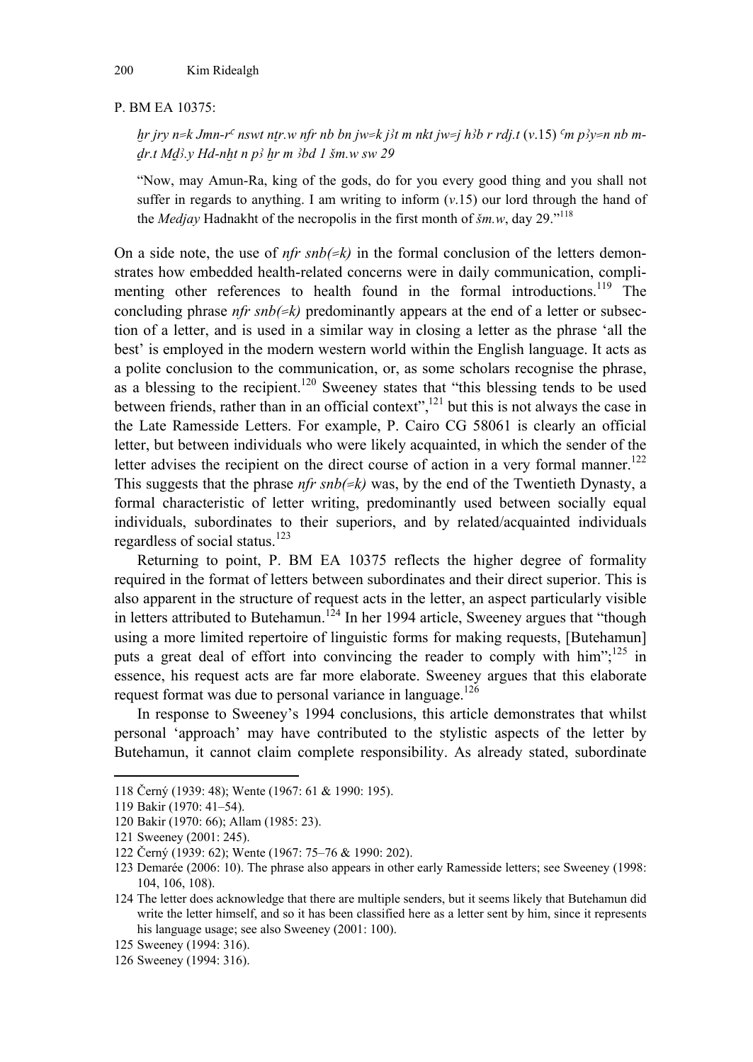P. BM EA 10375:

> *ḫr jry n=k Jmn-rʿ nswt nṯr.w nfr nb bn jw=k jꜣt m nkt jw=j hꜣb r rdj.t* (*v*.15) *ʿm pꜣy=n nb m-ḏr.t Mḏꜣ.y Hd-nḫt n pꜣ ḫr m ꜣbd 1 šm.w sw 29*
>
> "Now, may Amun-Ra, king of the gods, do for you every good thing and you shall not suffer in regards to anything. I am writing to inform (*v*.15) our lord through the hand of the *Medjay* Hadnakht of the necropolis in the first month of *šm.w*, day 29."[118]

On a side note, the use of *nfr snb(=k)* in the formal conclusion of the letters demonstrates how embedded health-related concerns were in daily communication, complimenting other references to health found in the formal introductions.[119] The concluding phrase *nfr snb(=k)* predominantly appears at the end of a letter or subsection of a letter, and is used in a similar way in closing a letter as the phrase 'all the best' is employed in the modern western world within the English language. It acts as a polite conclusion to the communication, or, as some scholars recognise the phrase, as a blessing to the recipient.[120] Sweeney states that "this blessing tends to be used between friends, rather than in an official context",[121] but this is not always the case in the Late Ramesside Letters. For example, P. Cairo CG 58061 is clearly an official letter, but between individuals who were likely acquainted, in which the sender of the letter advises the recipient on the direct course of action in a very formal manner.[122] This suggests that the phrase *nfr snb(=k)* was, by the end of the Twentieth Dynasty, a formal characteristic of letter writing, predominantly used between socially equal individuals, subordinates to their superiors, and by related/acquainted individuals regardless of social status.[123]

Returning to point, P. BM EA 10375 reflects the higher degree of formality required in the format of letters between subordinates and their direct superior. This is also apparent in the structure of request acts in the letter, an aspect particularly visible in letters attributed to Butehamun.[124] In her 1994 article, Sweeney argues that "though using a more limited repertoire of linguistic forms for making requests, [Butehamun] puts a great deal of effort into convincing the reader to comply with him";[125] in essence, his request acts are far more elaborate. Sweeney argues that this elaborate request format was due to personal variance in language.[126]

In response to Sweeney's 1994 conclusions, this article demonstrates that whilst personal 'approach' may have contributed to the stylistic aspects of the letter by Butehamun, it cannot claim complete responsibility. As already stated, subordinate

---

118 Černý (1939: 48); Wente (1967: 61 & 1990: 195).

119 Bakir (1970: 41–54).

120 Bakir (1970: 66); Allam (1985: 23).

121 Sweeney (2001: 245).

122 Černý (1939: 62); Wente (1967: 75–76 & 1990: 202).

123 Demarée (2006: 10). The phrase also appears in other early Ramesside letters; see Sweeney (1998: 104, 106, 108).

124 The letter does acknowledge that there are multiple senders, but it seems likely that Butehamun did write the letter himself, and so it has been classified here as a letter sent by him, since it represents his language usage; see also Sweeney (2001: 100).

125 Sweeney (1994: 316).

126 Sweeney (1994: 316).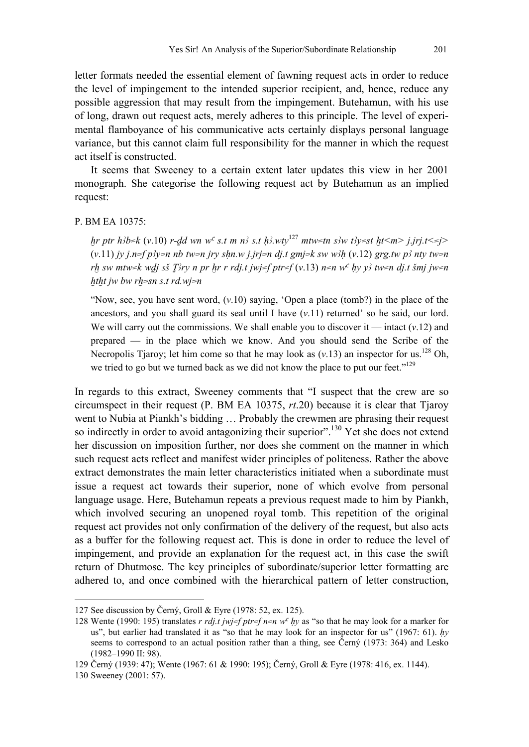letter formats needed the essential element of fawning request acts in order to reduce the level of impingement to the intended superior recipient, and, hence, reduce any possible aggression that may result from the impingement. Butehamun, with his use of long, drawn out request acts, merely adheres to this principle. The level of experimental flamboyance of his communicative acts certainly displays personal language variance, but this cannot claim full responsibility for the manner in which the request act itself is constructed.

It seems that Sweeney to a certain extent later updates this view in her 2001 monograph. She categorise the following request act by Butehamun as an implied request:

P. BM EA 10375:

> *ḫr ptr hꜣb=k* (*v*.10) *r-ḏd wn wꜥ s.t m nꜣ s.t ḥꜣ.wty*[127] *mtw=tn sꜣw tꜣy=st ḫt<m> j.jrj.t<=j>* (*v*.11) *jy j.n=f pꜣy=n nb tw=n jry sḥn.w j.jrj=n dj.t gmj=k sw wꜣḥ* (*v*.12) *grg.tw pꜣ nty tw=n rḫ sw mtw=k wḏj sš Ṯꜣry n pr ḫr r rdj.t jwj=f ptr=f* (*v*.13) *n=n wꜥ ḥy yꜣ tw=n dj.t šmj jw=n ḥtḥt jw bw rḫ=sn s.t rd.wj=n*
>
> "Now, see, you have sent word, (*v*.10) saying, 'Open a place (tomb?) in the place of the ancestors, and you shall guard its seal until I have (*v*.11) returned' so he said, our lord. We will carry out the commissions. We shall enable you to discover it — intact (*v*.12) and prepared — in the place which we know. And you should send the Scribe of the Necropolis Tjaroy; let him come so that he may look as (*v*.13) an inspector for us.[128] Oh, we tried to go but we turned back as we did not know the place to put our feet."[129]

In regards to this extract, Sweeney comments that "I suspect that the crew are so circumspect in their request (P. BM EA 10375, *rt*.20) because it is clear that Tjaroy went to Nubia at Piankh's bidding … Probably the crewmen are phrasing their request so indirectly in order to avoid antagonizing their superior".[130] Yet she does not extend her discussion on imposition further, nor does she comment on the manner in which such request acts reflect and manifest wider principles of politeness. Rather the above extract demonstrates the main letter characteristics initiated when a subordinate must issue a request act towards their superior, none of which evolve from personal language usage. Here, Butehamun repeats a previous request made to him by Piankh, which involved securing an unopened royal tomb. This repetition of the original request act provides not only confirmation of the delivery of the request, but also acts as a buffer for the following request act. This is done in order to reduce the level of impingement, and provide an explanation for the request act, in this case the swift return of Dhutmose. The key principles of subordinate/superior letter formatting are adhered to, and once combined with the hierarchical pattern of letter construction,

---

127 See discussion by Černý, Groll & Eyre (1978: 52, ex. 125).

128 Wente (1990: 195) translates *r rdj.t jwj=f ptr=f n=n wꜥ ḥy* as "so that he may look for a marker for us", but earlier had translated it as "so that he may look for an inspector for us" (1967: 61). *ḥy* seems to correspond to an actual position rather than a thing, see Černý (1973: 364) and Lesko (1982–1990 II: 98).

129 Černý (1939: 47); Wente (1967: 61 & 1990: 195); Černý, Groll & Eyre (1978: 416, ex. 1144).

130 Sweeney (2001: 57).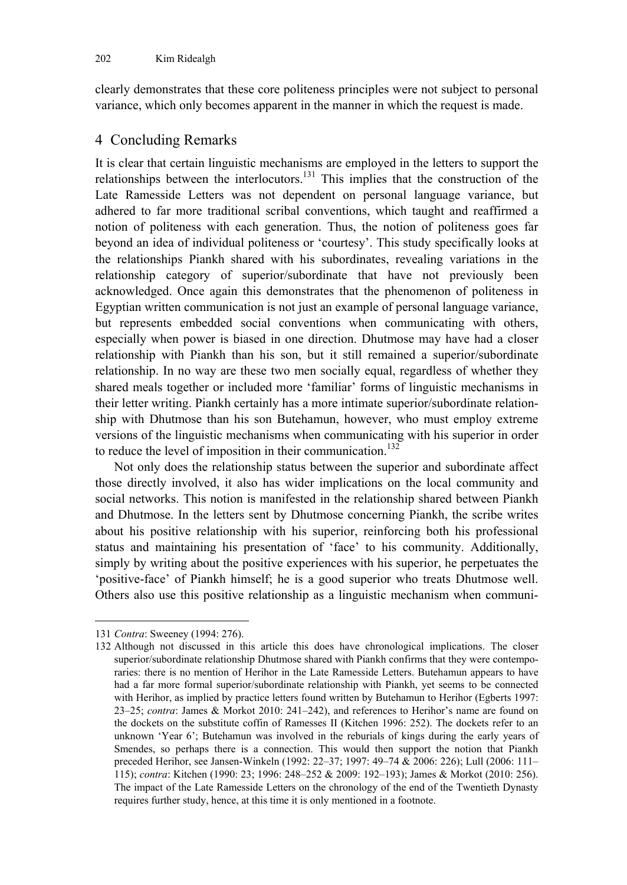clearly demonstrates that these core politeness principles were not subject to personal variance, which only becomes apparent in the manner in which the request is made.

## 4 Concluding Remarks

It is clear that certain linguistic mechanisms are employed in the letters to support the relationships between the interlocutors.[131] This implies that the construction of the Late Ramesside Letters was not dependent on personal language variance, but adhered to far more traditional scribal conventions, which taught and reaffirmed a notion of politeness with each generation. Thus, the notion of politeness goes far beyond an idea of individual politeness or 'courtesy'. This study specifically looks at the relationships Piankh shared with his subordinates, revealing variations in the relationship category of superior/subordinate that have not previously been acknowledged. Once again this demonstrates that the phenomenon of politeness in Egyptian written communication is not just an example of personal language variance, but represents embedded social conventions when communicating with others, especially when power is biased in one direction. Dhutmose may have had a closer relationship with Piankh than his son, but it still remained a superior/subordinate relationship. In no way are these two men socially equal, regardless of whether they shared meals together or included more 'familiar' forms of linguistic mechanisms in their letter writing. Piankh certainly has a more intimate superior/subordinate relationship with Dhutmose than his son Butehamun, however, who must employ extreme versions of the linguistic mechanisms when communicating with his superior in order to reduce the level of imposition in their communication.[132]

Not only does the relationship status between the superior and subordinate affect those directly involved, it also has wider implications on the local community and social networks. This notion is manifested in the relationship shared between Piankh and Dhutmose. In the letters sent by Dhutmose concerning Piankh, the scribe writes about his positive relationship with his superior, reinforcing both his professional status and maintaining his presentation of 'face' to his community. Additionally, simply by writing about the positive experiences with his superior, he perpetuates the 'positive-face' of Piankh himself; he is a good superior who treats Dhutmose well. Others also use this positive relationship as a linguistic mechanism when communi-

---

131 *Contra*: Sweeney (1994: 276).

132 Although not discussed in this article this does have chronological implications. The closer superior/subordinate relationship Dhutmose shared with Piankh confirms that they were contemporaries: there is no mention of Herihor in the Late Ramesside Letters. Butehamun appears to have had a far more formal superior/subordinate relationship with Piankh, yet seems to be connected with Herihor, as implied by practice letters found written by Butehamun to Herihor (Egberts 1997: 23–25; *contra*: James & Morkot 2010: 241–242), and references to Herihor's name are found on the dockets on the substitute coffin of Ramesses II (Kitchen 1996: 252). The dockets refer to an unknown 'Year 6'; Butehamun was involved in the reburials of kings during the early years of Smendes, so perhaps there is a connection. This would then support the notion that Piankh preceded Herihor, see Jansen-Winkeln (1992: 22–37; 1997: 49–74 & 2006: 226); Lull (2006: 111–115); *contra*: Kitchen (1990: 23; 1996: 248–252 & 2009: 192–193); James & Morkot (2010: 256). The impact of the Late Ramesside Letters on the chronology of the end of the Twentieth Dynasty requires further study, hence, at this time it is only mentioned in a footnote.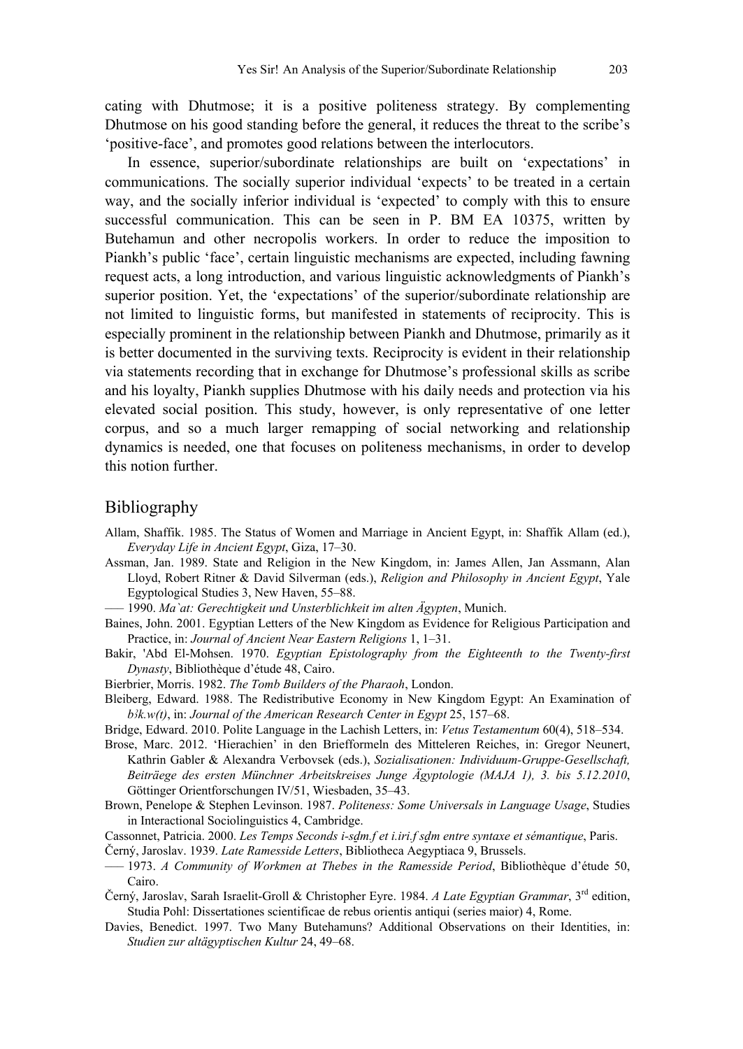cating with Dhutmose; it is a positive politeness strategy. By complementing Dhutmose on his good standing before the general, it reduces the threat to the scribe's 'positive-face', and promotes good relations between the interlocutors.

In essence, superior/subordinate relationships are built on 'expectations' in communications. The socially superior individual 'expects' to be treated in a certain way, and the socially inferior individual is 'expected' to comply with this to ensure successful communication. This can be seen in P. BM EA 10375, written by Butehamun and other necropolis workers. In order to reduce the imposition to Piankh's public 'face', certain linguistic mechanisms are expected, including fawning request acts, a long introduction, and various linguistic acknowledgments of Piankh's superior position. Yet, the 'expectations' of the superior/subordinate relationship are not limited to linguistic forms, but manifested in statements of reciprocity. This is especially prominent in the relationship between Piankh and Dhutmose, primarily as it is better documented in the surviving texts. Reciprocity is evident in their relationship via statements recording that in exchange for Dhutmose's professional skills as scribe and his loyalty, Piankh supplies Dhutmose with his daily needs and protection via his elevated social position. This study, however, is only representative of one letter corpus, and so a much larger remapping of social networking and relationship dynamics is needed, one that focuses on politeness mechanisms, in order to develop this notion further.

## Bibliography

Allam, Shaffik. 1985. The Status of Women and Marriage in Ancient Egypt, in: Shaffik Allam (ed.), *Everyday Life in Ancient Egypt*, Giza, 17–30.

Assman, Jan. 1989. State and Religion in the New Kingdom, in: James Allen, Jan Assmann, Alan Lloyd, Robert Ritner & David Silverman (eds.), *Religion and Philosophy in Ancient Egypt*, Yale Egyptological Studies 3, New Haven, 55–88.

—— 1990. *Ma`at: Gerechtigkeit und Unsterblichkeit im alten Ägypten*, Munich.

Baines, John. 2001. Egyptian Letters of the New Kingdom as Evidence for Religious Participation and Practice, in: *Journal of Ancient Near Eastern Religions* 1, 1–31.

Bakir, 'Abd El-Mohsen. 1970. *Egyptian Epistolography from the Eighteenth to the Twenty-first Dynasty*, Bibliothèque d'étude 48, Cairo.

Bierbrier, Morris. 1982. *The Tomb Builders of the Pharaoh*, London.

Bleiberg, Edward. 1988. The Redistributive Economy in New Kingdom Egypt: An Examination of *bȝk.w(t)*, in: *Journal of the American Research Center in Egypt* 25, 157–68.

Bridge, Edward. 2010. Polite Language in the Lachish Letters, in: *Vetus Testamentum* 60(4), 518–534.

Brose, Marc. 2012. 'Hierachien' in den Briefformeln des Mitteleren Reiches, in: Gregor Neunert, Kathrin Gabler & Alexandra Verbovsek (eds.), *Sozialisationen: Individuum-Gruppe-Gesellschaft, Beiträege des ersten Münchner Arbeitskreises Junge Ägyptologie (MAJA 1), 3. bis 5.12.2010*, Göttinger Orientforschungen IV/51, Wiesbaden, 35–43.

Brown, Penelope & Stephen Levinson. 1987. *Politeness: Some Universals in Language Usage*, Studies in Interactional Sociolinguistics 4, Cambridge.

Cassonnet, Patricia. 2000. *Les Temps Seconds i-sḏm.f et i.iri.f sḏm entre syntaxe et sémantique*, Paris.

Černý, Jaroslav. 1939. *Late Ramesside Letters*, Bibliotheca Aegyptiaca 9, Brussels.

—— 1973. *A Community of Workmen at Thebes in the Ramesside Period*, Bibliothèque d'étude 50, Cairo.

Černý, Jaroslav, Sarah Israelit-Groll & Christopher Eyre. 1984. *A Late Egyptian Grammar*, 3rd edition, Studia Pohl: Dissertationes scientificae de rebus orientis antiqui (series maior) 4, Rome.

Davies, Benedict. 1997. Two Many Butehamuns? Additional Observations on their Identities, in: *Studien zur altägyptischen Kultur* 24, 49–68.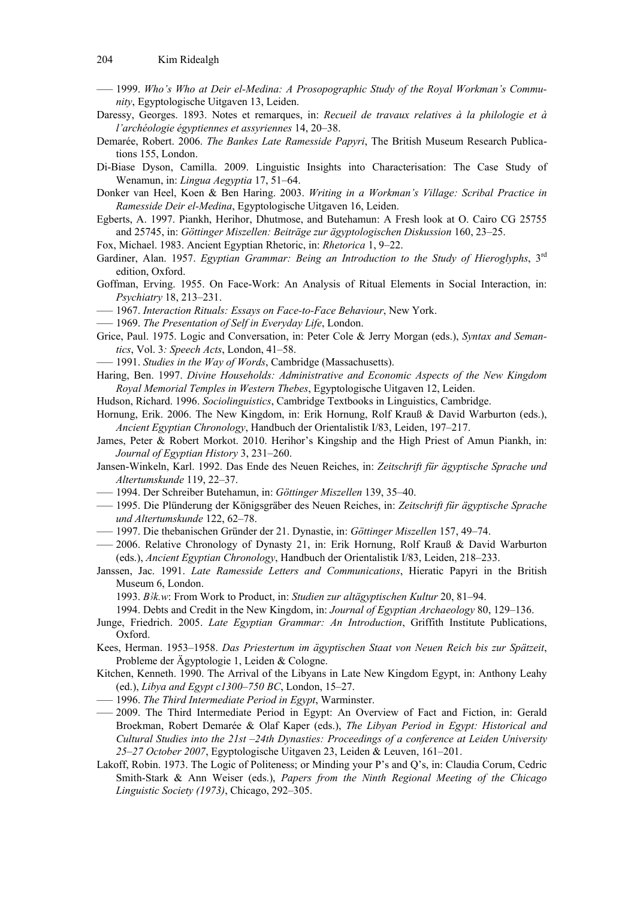––– 1999. *Who's Who at Deir el-Medina: A Prosopographic Study of the Royal Workman's Community*, Egyptologische Uitgaven 13, Leiden.

Daressy, Georges. 1893. Notes et remarques, in: *Recueil de travaux relatives à la philologie et à l'archéologie égyptiennes et assyriennes* 14, 20–38.

Demarée, Robert. 2006. *The Bankes Late Ramesside Papyri*, The British Museum Research Publications 155, London.

Di-Biase Dyson, Camilla. 2009. Linguistic Insights into Characterisation: The Case Study of Wenamun, in: *Lingua Aegyptia* 17, 51–64.

Donker van Heel, Koen & Ben Haring. 2003. *Writing in a Workman's Village: Scribal Practice in Ramesside Deir el-Medina*, Egyptologische Uitgaven 16, Leiden.

Egberts, A. 1997. Piankh, Herihor, Dhutmose, and Butehamun: A Fresh look at O. Cairo CG 25755 and 25745, in: *Göttinger Miszellen: Beiträge zur ägyptologischen Diskussion* 160, 23–25.

Fox, Michael. 1983. Ancient Egyptian Rhetoric, in: *Rhetorica* 1, 9–22.

Gardiner, Alan. 1957. *Egyptian Grammar: Being an Introduction to the Study of Hieroglyphs*, 3rd edition, Oxford.

Goffman, Erving. 1955. On Face-Work: An Analysis of Ritual Elements in Social Interaction, in: *Psychiatry* 18, 213–231.

––– 1967. *Interaction Rituals: Essays on Face-to-Face Behaviour*, New York.

––– 1969. *The Presentation of Self in Everyday Life*, London.

Grice, Paul. 1975. Logic and Conversation, in: Peter Cole & Jerry Morgan (eds.), *Syntax and Semantics*, Vol. 3*: Speech Acts*, London, 41–58.

––– 1991. *Studies in the Way of Words*, Cambridge (Massachusetts).

Haring, Ben. 1997. *Divine Households: Administrative and Economic Aspects of the New Kingdom Royal Memorial Temples in Western Thebes*, Egyptologische Uitgaven 12, Leiden.

Hudson, Richard. 1996. *Sociolinguistics*, Cambridge Textbooks in Linguistics, Cambridge.

Hornung, Erik. 2006. The New Kingdom, in: Erik Hornung, Rolf Krauß & David Warburton (eds.), *Ancient Egyptian Chronology*, Handbuch der Orientalistik I/83, Leiden, 197–217.

James, Peter & Robert Morkot. 2010. Herihor's Kingship and the High Priest of Amun Piankh, in: *Journal of Egyptian History* 3, 231–260.

Jansen-Winkeln, Karl. 1992. Das Ende des Neuen Reiches, in: *Zeitschrift für ägyptische Sprache und Altertumskunde* 119, 22–37.

––– 1994. Der Schreiber Butehamun, in: *Göttinger Miszellen* 139, 35–40.

––– 1995. Die Plünderung der Königsgräber des Neuen Reiches, in: *Zeitschrift für ägyptische Sprache und Altertumskunde* 122, 62–78.

––– 1997. Die thebanischen Gründer der 21. Dynastie, in: *Göttinger Miszellen* 157, 49–74.

––– 2006. Relative Chronology of Dynasty 21, in: Erik Hornung, Rolf Krauß & David Warburton (eds.), *Ancient Egyptian Chronology*, Handbuch der Orientalistik I/83, Leiden, 218–233.

Janssen, Jac. 1991. *Late Ramesside Letters and Communications*, Hieratic Papyri in the British Museum 6, London.

1993. *Bꜣk.w*: From Work to Product, in: *Studien zur altägyptischen Kultur* 20, 81–94.

1994. Debts and Credit in the New Kingdom, in: *Journal of Egyptian Archaeology* 80, 129–136.

Junge, Friedrich. 2005. *Late Egyptian Grammar: An Introduction*, Griffith Institute Publications, Oxford.

Kees, Herman. 1953–1958. *Das Priestertum im ägyptischen Staat von Neuen Reich bis zur Spätzeit*, Probleme der Ägyptologie 1, Leiden & Cologne.

Kitchen, Kenneth. 1990. The Arrival of the Libyans in Late New Kingdom Egypt, in: Anthony Leahy (ed.), *Libya and Egypt c1300–750 BC*, London, 15–27.

––– 1996. *The Third Intermediate Period in Egypt*, Warminster.

––– 2009. The Third Intermediate Period in Egypt: An Overview of Fact and Fiction, in: Gerald Broekman, Robert Demarée & Olaf Kaper (eds.), *The Libyan Period in Egypt: Historical and Cultural Studies into the 21st –24th Dynasties: Proceedings of a conference at Leiden University 25–27 October 2007*, Egyptologische Uitgaven 23, Leiden & Leuven, 161–201.

Lakoff, Robin. 1973. The Logic of Politeness; or Minding your P's and Q's, in: Claudia Corum, Cedric Smith-Stark & Ann Weiser (eds.), *Papers from the Ninth Regional Meeting of the Chicago Linguistic Society (1973)*, Chicago, 292–305.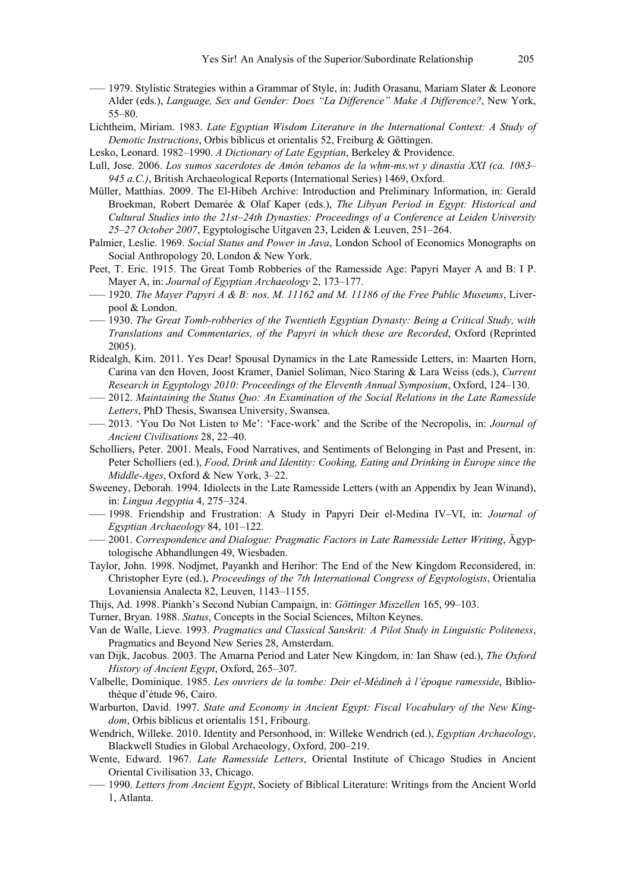––– 1979. Stylistic Strategies within a Grammar of Style, in: Judith Orasanu, Mariam Slater & Leonore Alder (eds.), *Language, Sex and Gender: Does "La Difference" Make A Difference?*, New York, 55–80.

Lichtheim, Miriam. 1983. *Late Egyptian Wisdom Literature in the International Context: A Study of Demotic Instructions*, Orbis biblicus et orientalis 52, Freiburg & Göttingen.

Lesko, Leonard. 1982–1990. *A Dictionary of Late Egyptian*, Berkeley & Providence.

Lull, Jose. 2006. *Los sumos sacerdotes de Amón tebanos de la wḥm-ms.wt y dinastía XXI (ca. 1083–945 a.C.)*, British Archaeological Reports (International Series) 1469, Oxford.

Müller, Matthias. 2009. The El-Hibeh Archive: Introduction and Preliminary Information, in: Gerald Broekman, Robert Demarée & Olaf Kaper (eds.), *The Libyan Period in Egypt: Historical and Cultural Studies into the 21st–24th Dynasties: Proceedings of a Conference at Leiden University 25–27 October 2007*, Egyptologische Uitgaven 23, Leiden & Leuven, 251–264.

Palmier, Leslie. 1969. *Social Status and Power in Java*, London School of Economics Monographs on Social Anthropology 20, London & New York.

Peet, T. Eric. 1915. The Great Tomb Robberies of the Ramesside Age: Papyri Mayer A and B: I P. Mayer A, in: *Journal of Egyptian Archaeology* 2, 173–177.

––– 1920. *The Mayer Papyri A & B: nos. M. 11162 and M. 11186 of the Free Public Museums*, Liverpool & London.

––– 1930. *The Great Tomb-robberies of the Twentieth Egyptian Dynasty: Being a Critical Study, with Translations and Commentaries, of the Papyri in which these are Recorded*, Oxford (Reprinted 2005).

Ridealgh, Kim. 2011. Yes Dear! Spousal Dynamics in the Late Ramesside Letters, in: Maarten Horn, Carina van den Hoven, Joost Kramer, Daniel Soliman, Nico Staring & Lara Weiss (eds.), *Current Research in Egyptology 2010: Proceedings of the Eleventh Annual Symposium*, Oxford, 124–130.

––– 2012. *Maintaining the Status Quo: An Examination of the Social Relations in the Late Ramesside Letters*, PhD Thesis, Swansea University, Swansea.

––– 2013. 'You Do Not Listen to Me': 'Face-work' and the Scribe of the Necropolis, in: *Journal of Ancient Civilisations* 28, 22–40.

Scholliers, Peter. 2001. Meals, Food Narratives, and Sentiments of Belonging in Past and Present, in: Peter Scholliers (ed.), *Food, Drink and Identity: Cooking, Eating and Drinking in Europe since the Middle-Ages*, Oxford & New York, 3–22.

Sweeney, Deborah. 1994. Idiolects in the Late Ramesside Letters (with an Appendix by Jean Winand), in: *Lingua Aegyptia* 4, 275–324.

––– 1998. Friendship and Frustration: A Study in Papyri Deir el-Medina IV–VI, in: *Journal of Egyptian Archaeology* 84, 101–122.

––– 2001. *Correspondence and Dialogue: Pragmatic Factors in Late Ramesside Letter Writing*, Ägyptologische Abhandlungen 49, Wiesbaden.

Taylor, John. 1998. Nodjmet, Payankh and Herihor: The End of the New Kingdom Reconsidered, in: Christopher Eyre (ed.), *Proceedings of the 7th International Congress of Egyptologists*, Orientalia Lovaniensia Analecta 82, Leuven, 1143–1155.

Thijs, Ad. 1998. Piankh's Second Nubian Campaign, in: *Göttinger Miszellen* 165, 99–103.

Turner, Bryan. 1988. *Status*, Concepts in the Social Sciences, Milton Keynes.

Van de Walle, Lieve. 1993. *Pragmatics and Classical Sanskrit: A Pilot Study in Linguistic Politeness*, Pragmatics and Beyond New Series 28, Amsterdam.

van Dijk, Jacobus. 2003. The Amarna Period and Later New Kingdom, in: Ian Shaw (ed.), *The Oxford History of Ancient Egypt*, Oxford, 265–307.

Valbelle, Dominique. 1985. *Les ouvriers de la tombe: Deir el-Médineh à l'époque ramesside*, Bibliothèque d'étude 96, Cairo.

Warburton, David. 1997. *State and Economy in Ancient Egypt: Fiscal Vocabulary of the New Kingdom*, Orbis biblicus et orientalis 151, Fribourg.

Wendrich, Willeke. 2010. Identity and Personhood, in: Willeke Wendrich (ed.), *Egyptian Archaeology*, Blackwell Studies in Global Archaeology, Oxford, 200–219.

Wente, Edward. 1967. *Late Ramesside Letters*, Oriental Institute of Chicago Studies in Ancient Oriental Civilisation 33, Chicago.

––– 1990. *Letters from Ancient Egypt*, Society of Biblical Literature: Writings from the Ancient World 1, Atlanta.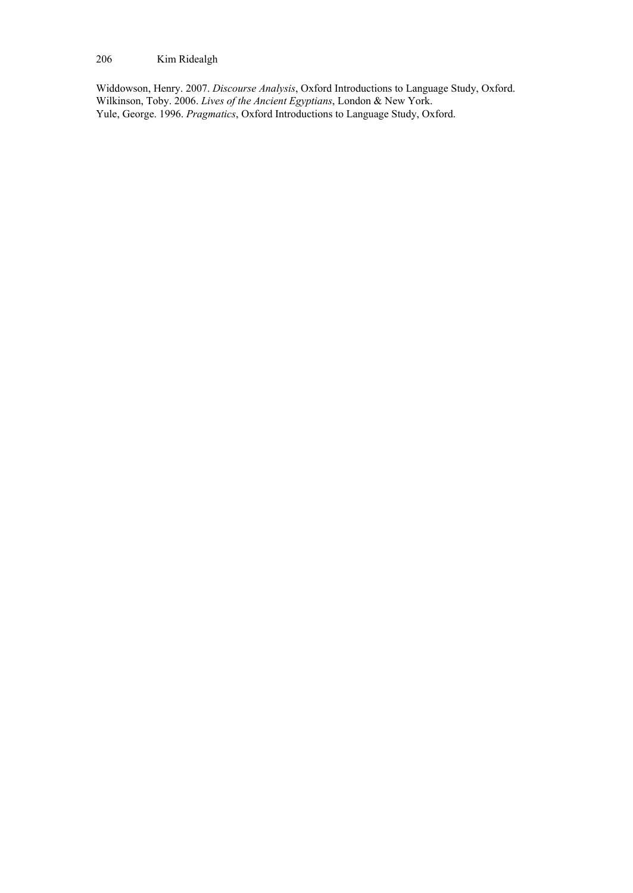Widdowson, Henry. 2007. *Discourse Analysis*, Oxford Introductions to Language Study, Oxford.
Wilkinson, Toby. 2006. *Lives of the Ancient Egyptians*, London & New York.
Yule, George. 1996. *Pragmatics*, Oxford Introductions to Language Study, Oxford.